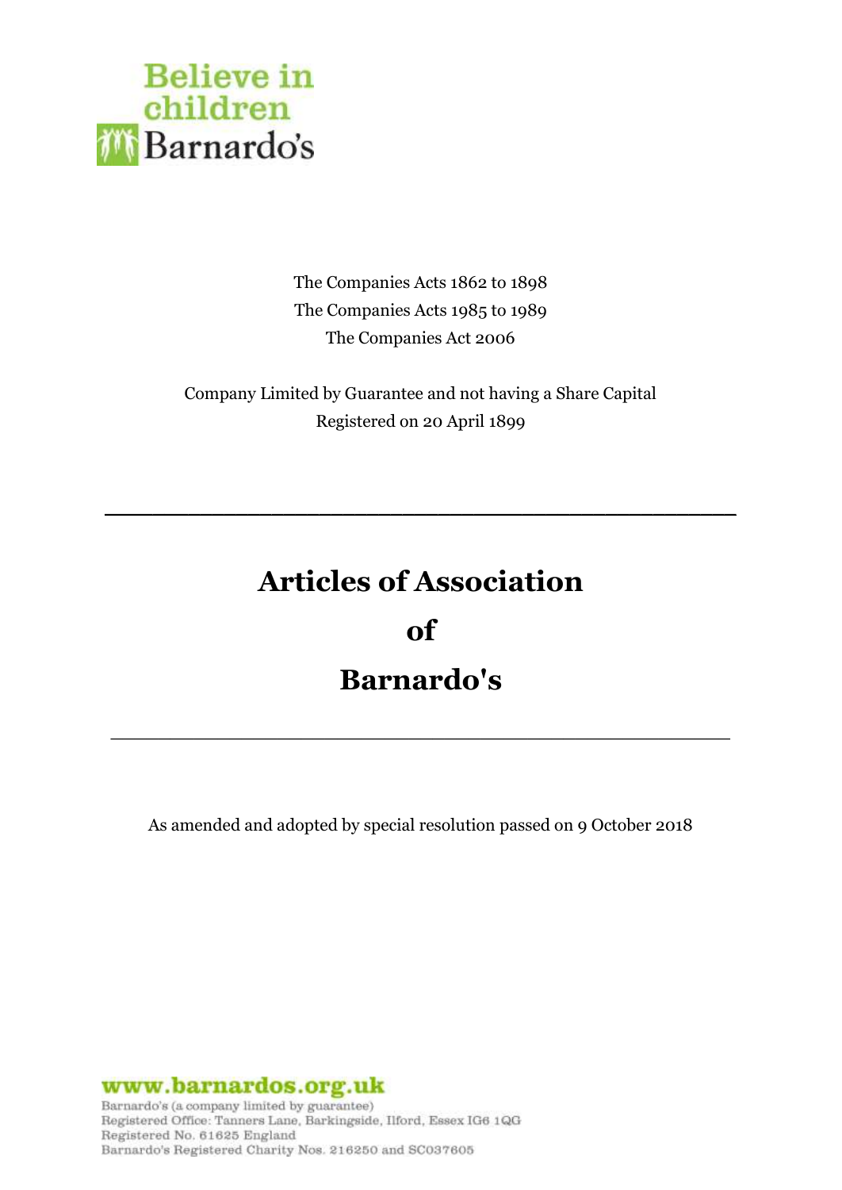Believe in children
Barnardo's

The Companies Acts 1862 to 1898
The Companies Acts 1985 to 1989
The Companies Act 2006

Company Limited by Guarantee and not having a Share Capital
Registered on 20 April 1899

---

# Articles of Association
# of
# Barnardo's

---

As amended and adopted by special resolution passed on 9 October 2018

www.barnardos.org.uk
Barnardo's (a company limited by guarantee)
Registered Office: Tanners Lane, Barkingside, Ilford, Essex IG6 1QG
Registered No. 61625 England
Barnardo's Registered Charity Nos. 216250 and SC037605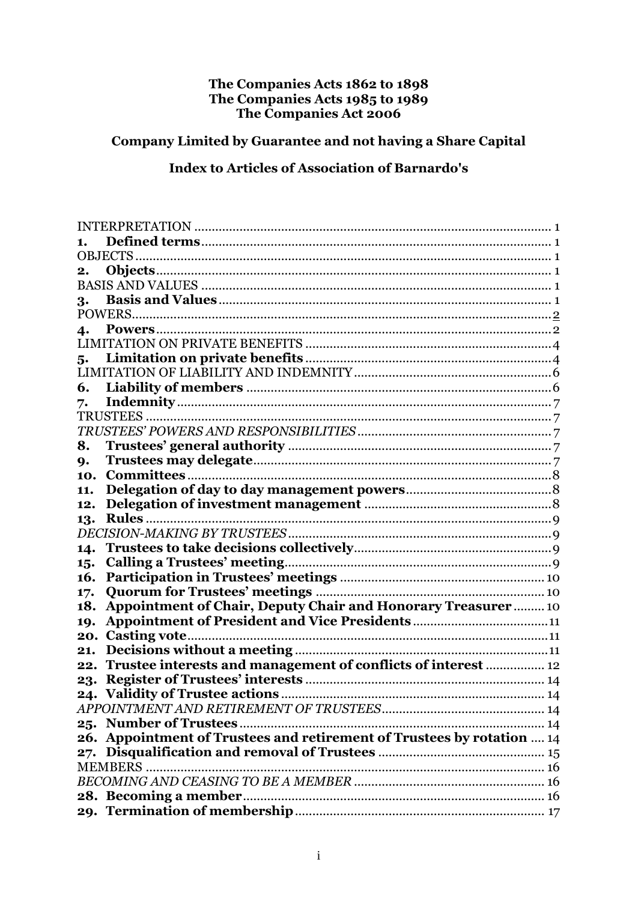**The Companies Acts 1862 to 1898**
**The Companies Acts 1985 to 1989**
**The Companies Act 2006**

**Company Limited by Guarantee and not having a Share Capital**

**Index to Articles of Association of Barnardo's**

| | |
|---|---|
| INTERPRETATION | 1 |
| **1. Defined terms** | 1 |
| OBJECTS | 1 |
| **2. Objects** | 1 |
| BASIS AND VALUES | 1 |
| **3. Basis and Values** | 1 |
| POWERS | 2 |
| **4. Powers** | 2 |
| LIMITATION ON PRIVATE BENEFITS | 4 |
| **5. Limitation on private benefits** | 4 |
| LIMITATION OF LIABILITY AND INDEMNITY | 6 |
| **6. Liability of members** | 6 |
| **7. Indemnity** | 7 |
| TRUSTEES | 7 |
| *TRUSTEES' POWERS AND RESPONSIBILITIES* | 7 |
| **8. Trustees' general authority** | 7 |
| **9. Trustees may delegate** | 7 |
| **10. Committees** | 8 |
| **11. Delegation of day to day management powers** | 8 |
| **12. Delegation of investment management** | 8 |
| **13. Rules** | 9 |
| *DECISION-MAKING BY TRUSTEES* | 9 |
| **14. Trustees to take decisions collectively** | 9 |
| **15. Calling a Trustees' meeting** | 9 |
| **16. Participation in Trustees' meetings** | 10 |
| **17. Quorum for Trustees' meetings** | 10 |
| **18. Appointment of Chair, Deputy Chair and Honorary Treasurer** | 10 |
| **19. Appointment of President and Vice Presidents** | 11 |
| **20. Casting vote** | 11 |
| **21. Decisions without a meeting** | 11 |
| **22. Trustee interests and management of conflicts of interest** | 12 |
| **23. Register of Trustees' interests** | 14 |
| **24. Validity of Trustee actions** | 14 |
| *APPOINTMENT AND RETIREMENT OF TRUSTEES* | 14 |
| **25. Number of Trustees** | 14 |
| **26. Appointment of Trustees and retirement of Trustees by rotation** | 14 |
| **27. Disqualification and removal of Trustees** | 15 |
| MEMBERS | 16 |
| *BECOMING AND CEASING TO BE A MEMBER* | 16 |
| **28. Becoming a member** | 16 |
| **29. Termination of membership** | 17 |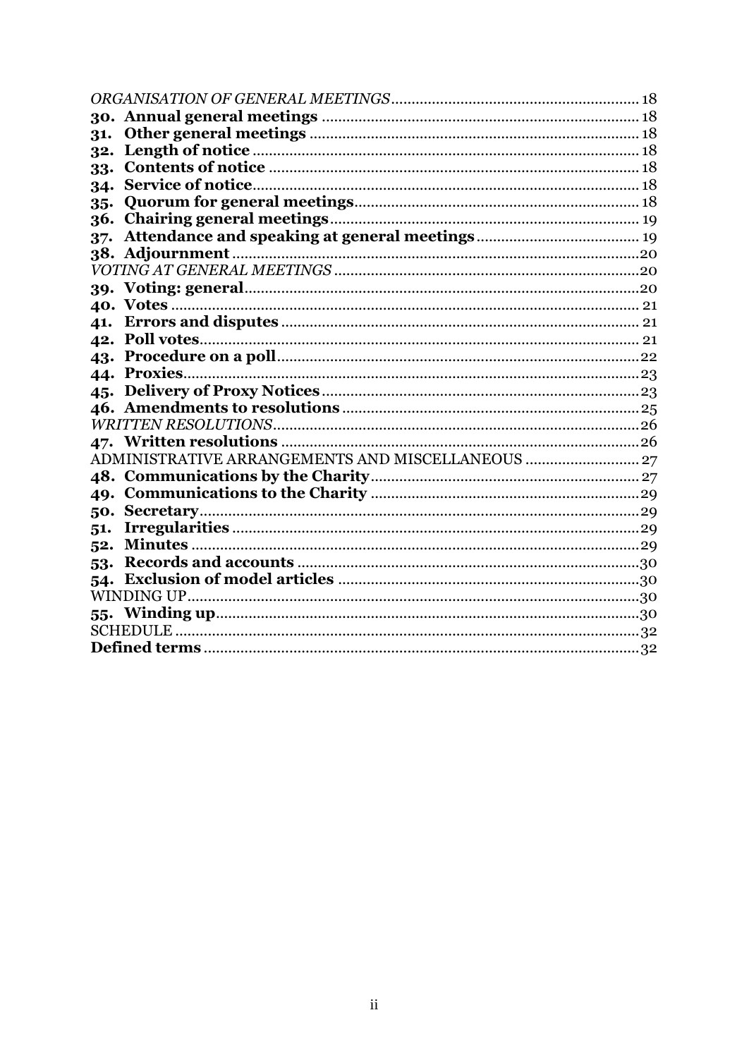*ORGANISATION OF GENERAL MEETINGS* ........ 18

**30. Annual general meetings** ........ 18

**31. Other general meetings** ........ 18

**32. Length of notice** ........ 18

**33. Contents of notice** ........ 18

**34. Service of notice** ........ 18

**35. Quorum for general meetings** ........ 18

**36. Chairing general meetings** ........ 19

**37. Attendance and speaking at general meetings** ........ 19

**38. Adjournment** ........ 20

*VOTING AT GENERAL MEETINGS* ........ 20

**39. Voting: general** ........ 20

**40. Votes** ........ 21

**41. Errors and disputes** ........ 21

**42. Poll votes** ........ 21

**43. Procedure on a poll** ........ 22

**44. Proxies** ........ 23

**45. Delivery of Proxy Notices** ........ 23

**46. Amendments to resolutions** ........ 25

*WRITTEN RESOLUTIONS* ........ 26

**47. Written resolutions** ........ 26

ADMINISTRATIVE ARRANGEMENTS AND MISCELLANEOUS ........ 27

**48. Communications by the Charity** ........ 27

**49. Communications to the Charity** ........ 29

**50. Secretary** ........ 29

**51. Irregularities** ........ 29

**52. Minutes** ........ 29

**53. Records and accounts** ........ 30

**54. Exclusion of model articles** ........ 30

WINDING UP ........ 30

**55. Winding up** ........ 30

SCHEDULE ........ 32

**Defined terms** ........ 32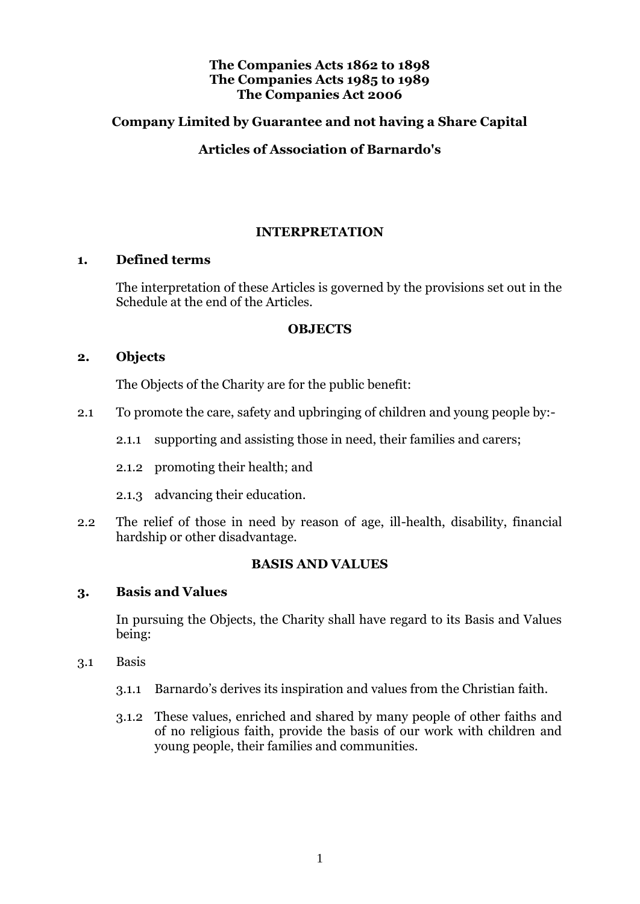**The Companies Acts 1862 to 1898**
**The Companies Acts 1985 to 1989**
**The Companies Act 2006**

## Company Limited by Guarantee and not having a Share Capital

## Articles of Association of Barnardo's

### INTERPRETATION

**1. Defined terms**

The interpretation of these Articles is governed by the provisions set out in the Schedule at the end of the Articles.

### OBJECTS

**2. Objects**

The Objects of the Charity are for the public benefit:

2.1 To promote the care, safety and upbringing of children and young people by:-

2.1.1 supporting and assisting those in need, their families and carers;

2.1.2 promoting their health; and

2.1.3 advancing their education.

2.2 The relief of those in need by reason of age, ill-health, disability, financial hardship or other disadvantage.

### BASIS AND VALUES

**3. Basis and Values**

In pursuing the Objects, the Charity shall have regard to its Basis and Values being:

3.1 Basis

3.1.1 Barnardo's derives its inspiration and values from the Christian faith.

3.1.2 These values, enriched and shared by many people of other faiths and of no religious faith, provide the basis of our work with children and young people, their families and communities.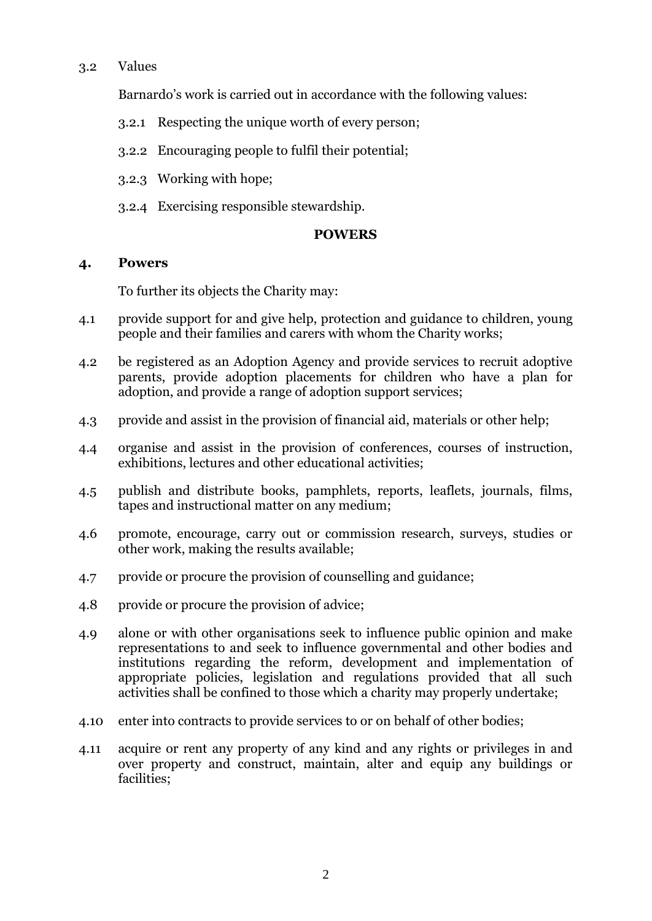3.2 Values

Barnardo's work is carried out in accordance with the following values:

3.2.1 Respecting the unique worth of every person;

3.2.2 Encouraging people to fulfil their potential;

3.2.3 Working with hope;

3.2.4 Exercising responsible stewardship.

## POWERS

### 4. Powers

To further its objects the Charity may:

4.1 provide support for and give help, protection and guidance to children, young people and their families and carers with whom the Charity works;

4.2 be registered as an Adoption Agency and provide services to recruit adoptive parents, provide adoption placements for children who have a plan for adoption, and provide a range of adoption support services;

4.3 provide and assist in the provision of financial aid, materials or other help;

4.4 organise and assist in the provision of conferences, courses of instruction, exhibitions, lectures and other educational activities;

4.5 publish and distribute books, pamphlets, reports, leaflets, journals, films, tapes and instructional matter on any medium;

4.6 promote, encourage, carry out or commission research, surveys, studies or other work, making the results available;

4.7 provide or procure the provision of counselling and guidance;

4.8 provide or procure the provision of advice;

4.9 alone or with other organisations seek to influence public opinion and make representations to and seek to influence governmental and other bodies and institutions regarding the reform, development and implementation of appropriate policies, legislation and regulations provided that all such activities shall be confined to those which a charity may properly undertake;

4.10 enter into contracts to provide services to or on behalf of other bodies;

4.11 acquire or rent any property of any kind and any rights or privileges in and over property and construct, maintain, alter and equip any buildings or facilities;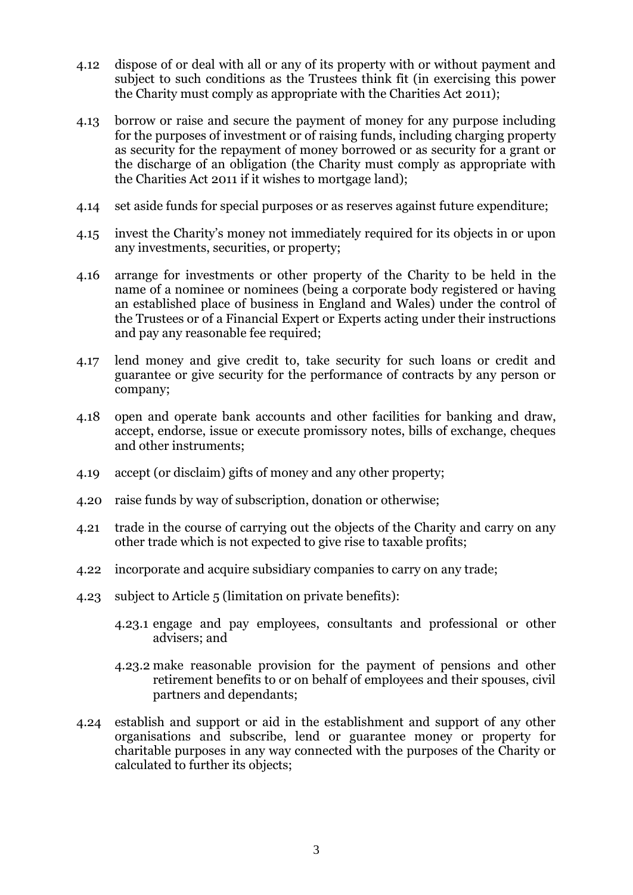4.12 dispose of or deal with all or any of its property with or without payment and subject to such conditions as the Trustees think fit (in exercising this power the Charity must comply as appropriate with the Charities Act 2011);

4.13 borrow or raise and secure the payment of money for any purpose including for the purposes of investment or of raising funds, including charging property as security for the repayment of money borrowed or as security for a grant or the discharge of an obligation (the Charity must comply as appropriate with the Charities Act 2011 if it wishes to mortgage land);

4.14 set aside funds for special purposes or as reserves against future expenditure;

4.15 invest the Charity's money not immediately required for its objects in or upon any investments, securities, or property;

4.16 arrange for investments or other property of the Charity to be held in the name of a nominee or nominees (being a corporate body registered or having an established place of business in England and Wales) under the control of the Trustees or of a Financial Expert or Experts acting under their instructions and pay any reasonable fee required;

4.17 lend money and give credit to, take security for such loans or credit and guarantee or give security for the performance of contracts by any person or company;

4.18 open and operate bank accounts and other facilities for banking and draw, accept, endorse, issue or execute promissory notes, bills of exchange, cheques and other instruments;

4.19 accept (or disclaim) gifts of money and any other property;

4.20 raise funds by way of subscription, donation or otherwise;

4.21 trade in the course of carrying out the objects of the Charity and carry on any other trade which is not expected to give rise to taxable profits;

4.22 incorporate and acquire subsidiary companies to carry on any trade;

4.23 subject to Article 5 (limitation on private benefits):

4.23.1 engage and pay employees, consultants and professional or other advisers; and

4.23.2 make reasonable provision for the payment of pensions and other retirement benefits to or on behalf of employees and their spouses, civil partners and dependants;

4.24 establish and support or aid in the establishment and support of any other organisations and subscribe, lend or guarantee money or property for charitable purposes in any way connected with the purposes of the Charity or calculated to further its objects;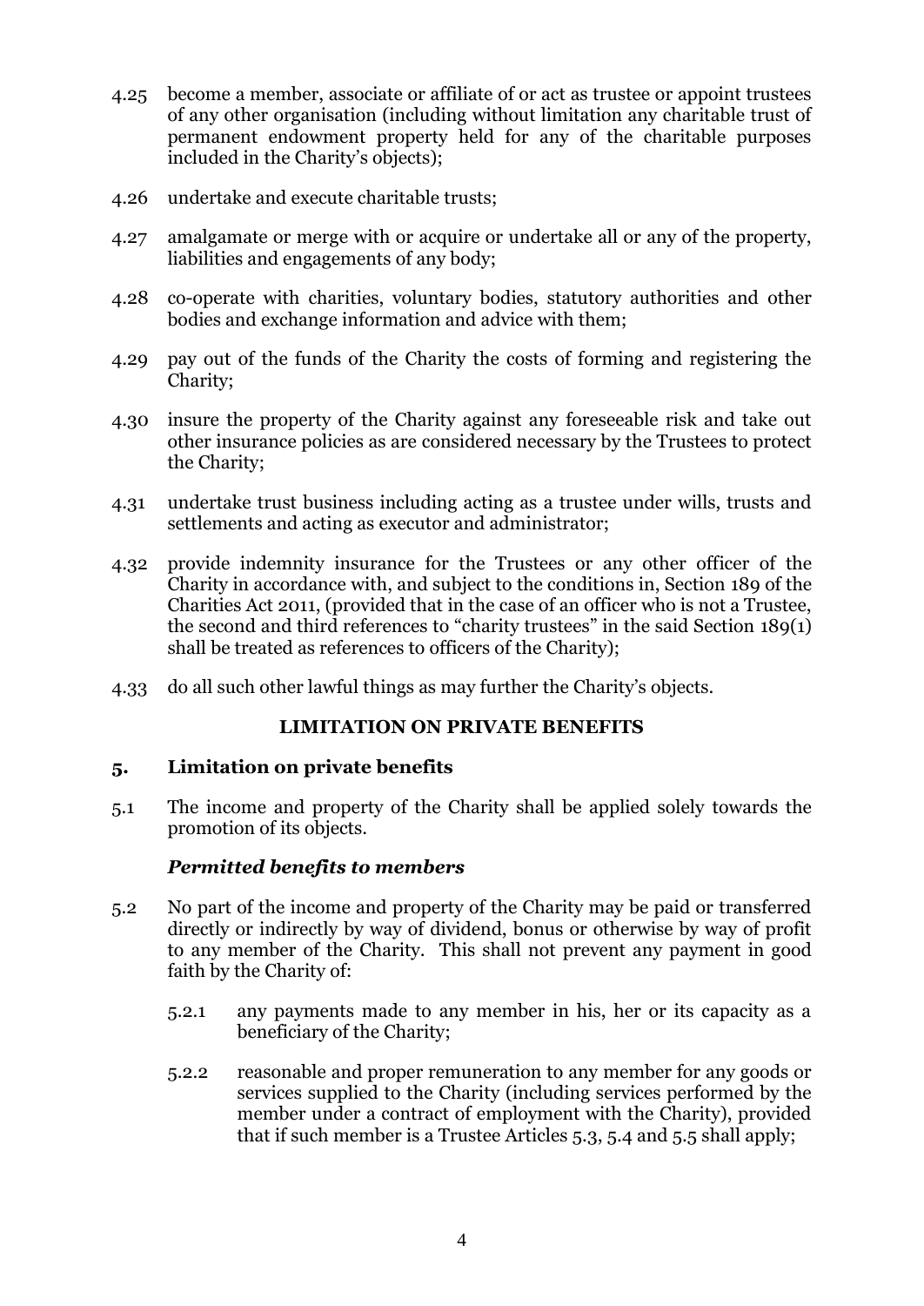4.25 become a member, associate or affiliate of or act as trustee or appoint trustees of any other organisation (including without limitation any charitable trust of permanent endowment property held for any of the charitable purposes included in the Charity's objects);

4.26 undertake and execute charitable trusts;

4.27 amalgamate or merge with or acquire or undertake all or any of the property, liabilities and engagements of any body;

4.28 co-operate with charities, voluntary bodies, statutory authorities and other bodies and exchange information and advice with them;

4.29 pay out of the funds of the Charity the costs of forming and registering the Charity;

4.30 insure the property of the Charity against any foreseeable risk and take out other insurance policies as are considered necessary by the Trustees to protect the Charity;

4.31 undertake trust business including acting as a trustee under wills, trusts and settlements and acting as executor and administrator;

4.32 provide indemnity insurance for the Trustees or any other officer of the Charity in accordance with, and subject to the conditions in, Section 189 of the Charities Act 2011, (provided that in the case of an officer who is not a Trustee, the second and third references to "charity trustees" in the said Section 189(1) shall be treated as references to officers of the Charity);

4.33 do all such other lawful things as may further the Charity's objects.

## LIMITATION ON PRIVATE BENEFITS

### 5. Limitation on private benefits

5.1 The income and property of the Charity shall be applied solely towards the promotion of its objects.

***Permitted benefits to members***

5.2 No part of the income and property of the Charity may be paid or transferred directly or indirectly by way of dividend, bonus or otherwise by way of profit to any member of the Charity. This shall not prevent any payment in good faith by the Charity of:

5.2.1 any payments made to any member in his, her or its capacity as a beneficiary of the Charity;

5.2.2 reasonable and proper remuneration to any member for any goods or services supplied to the Charity (including services performed by the member under a contract of employment with the Charity), provided that if such member is a Trustee Articles 5.3, 5.4 and 5.5 shall apply;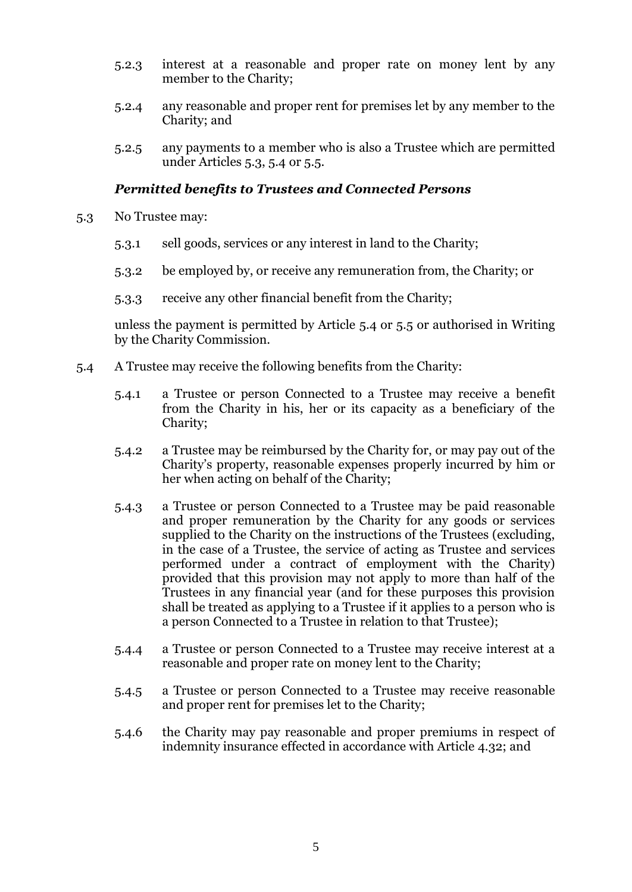5.2.3 interest at a reasonable and proper rate on money lent by any member to the Charity;

5.2.4 any reasonable and proper rent for premises let by any member to the Charity; and

5.2.5 any payments to a member who is also a Trustee which are permitted under Articles 5.3, 5.4 or 5.5.

### *Permitted benefits to Trustees and Connected Persons*

5.3 No Trustee may:

5.3.1 sell goods, services or any interest in land to the Charity;

5.3.2 be employed by, or receive any remuneration from, the Charity; or

5.3.3 receive any other financial benefit from the Charity;

unless the payment is permitted by Article 5.4 or 5.5 or authorised in Writing by the Charity Commission.

5.4 A Trustee may receive the following benefits from the Charity:

5.4.1 a Trustee or person Connected to a Trustee may receive a benefit from the Charity in his, her or its capacity as a beneficiary of the Charity;

5.4.2 a Trustee may be reimbursed by the Charity for, or may pay out of the Charity's property, reasonable expenses properly incurred by him or her when acting on behalf of the Charity;

5.4.3 a Trustee or person Connected to a Trustee may be paid reasonable and proper remuneration by the Charity for any goods or services supplied to the Charity on the instructions of the Trustees (excluding, in the case of a Trustee, the service of acting as Trustee and services performed under a contract of employment with the Charity) provided that this provision may not apply to more than half of the Trustees in any financial year (and for these purposes this provision shall be treated as applying to a Trustee if it applies to a person who is a person Connected to a Trustee in relation to that Trustee);

5.4.4 a Trustee or person Connected to a Trustee may receive interest at a reasonable and proper rate on money lent to the Charity;

5.4.5 a Trustee or person Connected to a Trustee may receive reasonable and proper rent for premises let to the Charity;

5.4.6 the Charity may pay reasonable and proper premiums in respect of indemnity insurance effected in accordance with Article 4.32; and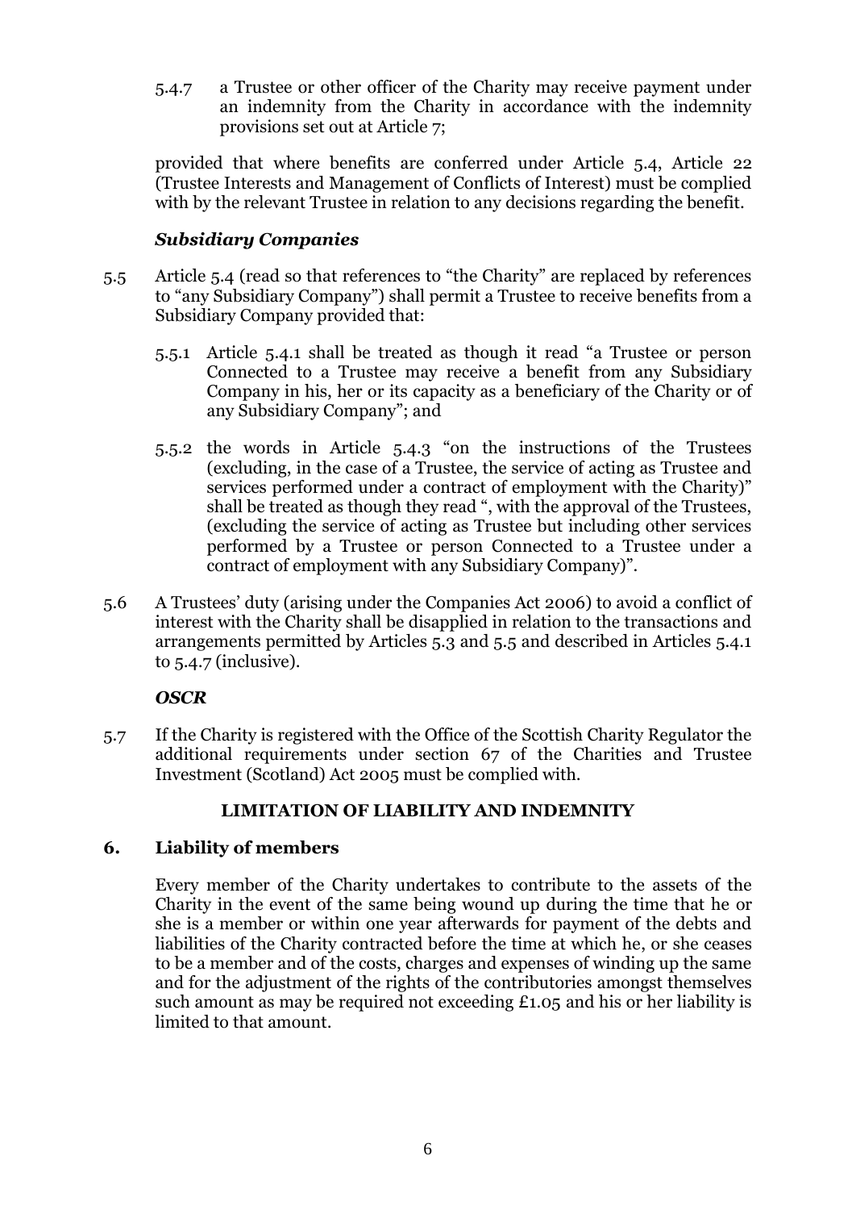5.4.7 a Trustee or other officer of the Charity may receive payment under an indemnity from the Charity in accordance with the indemnity provisions set out at Article 7;

provided that where benefits are conferred under Article 5.4, Article 22 (Trustee Interests and Management of Conflicts of Interest) must be complied with by the relevant Trustee in relation to any decisions regarding the benefit.

### *Subsidiary Companies*

5.5 Article 5.4 (read so that references to "the Charity" are replaced by references to "any Subsidiary Company") shall permit a Trustee to receive benefits from a Subsidiary Company provided that:

5.5.1 Article 5.4.1 shall be treated as though it read "a Trustee or person Connected to a Trustee may receive a benefit from any Subsidiary Company in his, her or its capacity as a beneficiary of the Charity or of any Subsidiary Company"; and

5.5.2 the words in Article 5.4.3 "on the instructions of the Trustees (excluding, in the case of a Trustee, the service of acting as Trustee and services performed under a contract of employment with the Charity)" shall be treated as though they read ", with the approval of the Trustees, (excluding the service of acting as Trustee but including other services performed by a Trustee or person Connected to a Trustee under a contract of employment with any Subsidiary Company)".

5.6 A Trustees' duty (arising under the Companies Act 2006) to avoid a conflict of interest with the Charity shall be disapplied in relation to the transactions and arrangements permitted by Articles 5.3 and 5.5 and described in Articles 5.4.1 to 5.4.7 (inclusive).

### *OSCR*

5.7 If the Charity is registered with the Office of the Scottish Charity Regulator the additional requirements under section 67 of the Charities and Trustee Investment (Scotland) Act 2005 must be complied with.

## LIMITATION OF LIABILITY AND INDEMNITY

### 6. Liability of members

Every member of the Charity undertakes to contribute to the assets of the Charity in the event of the same being wound up during the time that he or she is a member or within one year afterwards for payment of the debts and liabilities of the Charity contracted before the time at which he, or she ceases to be a member and of the costs, charges and expenses of winding up the same and for the adjustment of the rights of the contributories amongst themselves such amount as may be required not exceeding £1.05 and his or her liability is limited to that amount.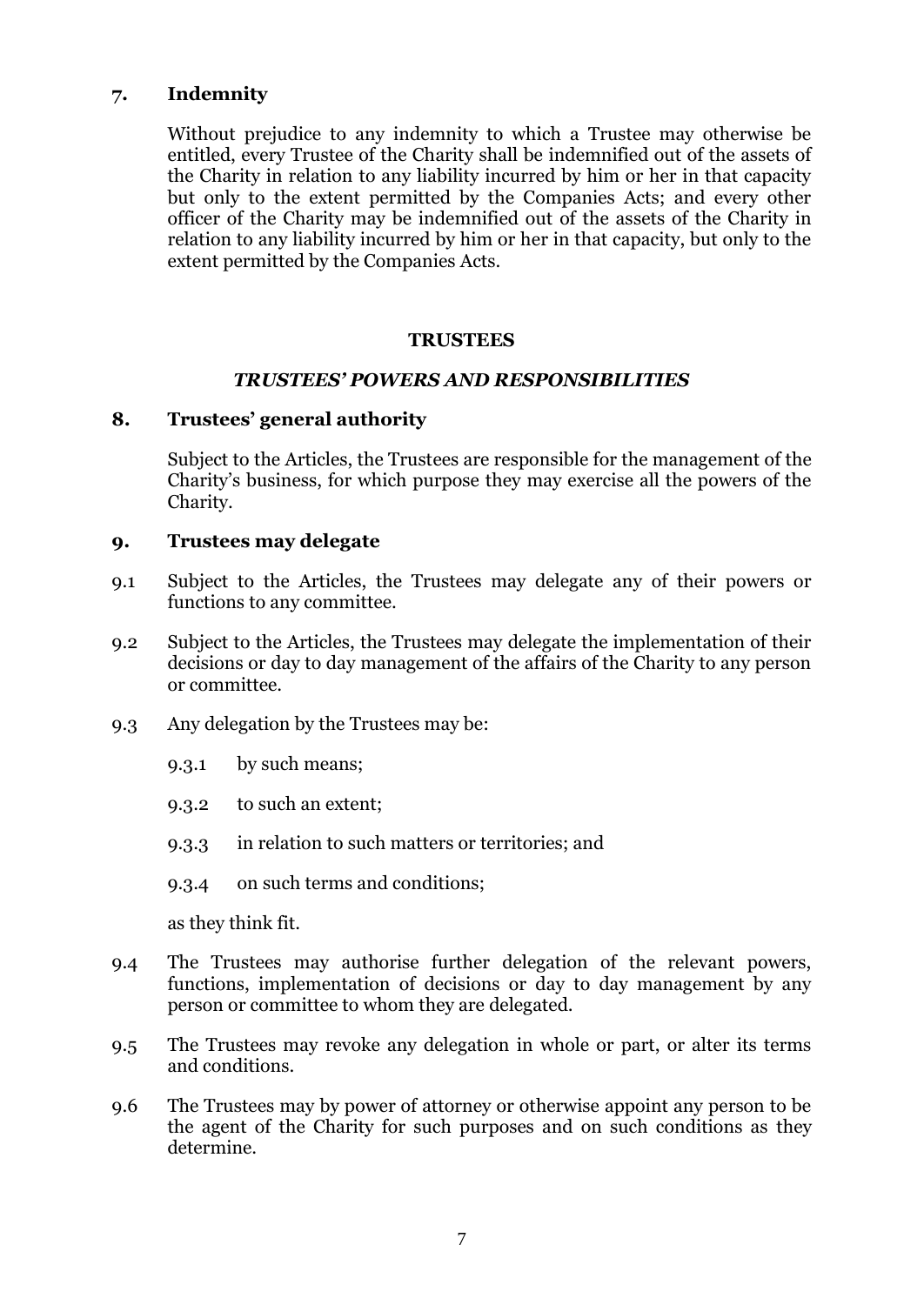## 7. Indemnity

Without prejudice to any indemnity to which a Trustee may otherwise be entitled, every Trustee of the Charity shall be indemnified out of the assets of the Charity in relation to any liability incurred by him or her in that capacity but only to the extent permitted by the Companies Acts; and every other officer of the Charity may be indemnified out of the assets of the Charity in relation to any liability incurred by him or her in that capacity, but only to the extent permitted by the Companies Acts.

# TRUSTEES

## *TRUSTEES' POWERS AND RESPONSIBILITIES*

## 8. Trustees' general authority

Subject to the Articles, the Trustees are responsible for the management of the Charity's business, for which purpose they may exercise all the powers of the Charity.

## 9. Trustees may delegate

9.1 Subject to the Articles, the Trustees may delegate any of their powers or functions to any committee.

9.2 Subject to the Articles, the Trustees may delegate the implementation of their decisions or day to day management of the affairs of the Charity to any person or committee.

9.3 Any delegation by the Trustees may be:

- 9.3.1 by such means;
- 9.3.2 to such an extent;
- 9.3.3 in relation to such matters or territories; and
- 9.3.4 on such terms and conditions;

as they think fit.

9.4 The Trustees may authorise further delegation of the relevant powers, functions, implementation of decisions or day to day management by any person or committee to whom they are delegated.

9.5 The Trustees may revoke any delegation in whole or part, or alter its terms and conditions.

9.6 The Trustees may by power of attorney or otherwise appoint any person to be the agent of the Charity for such purposes and on such conditions as they determine.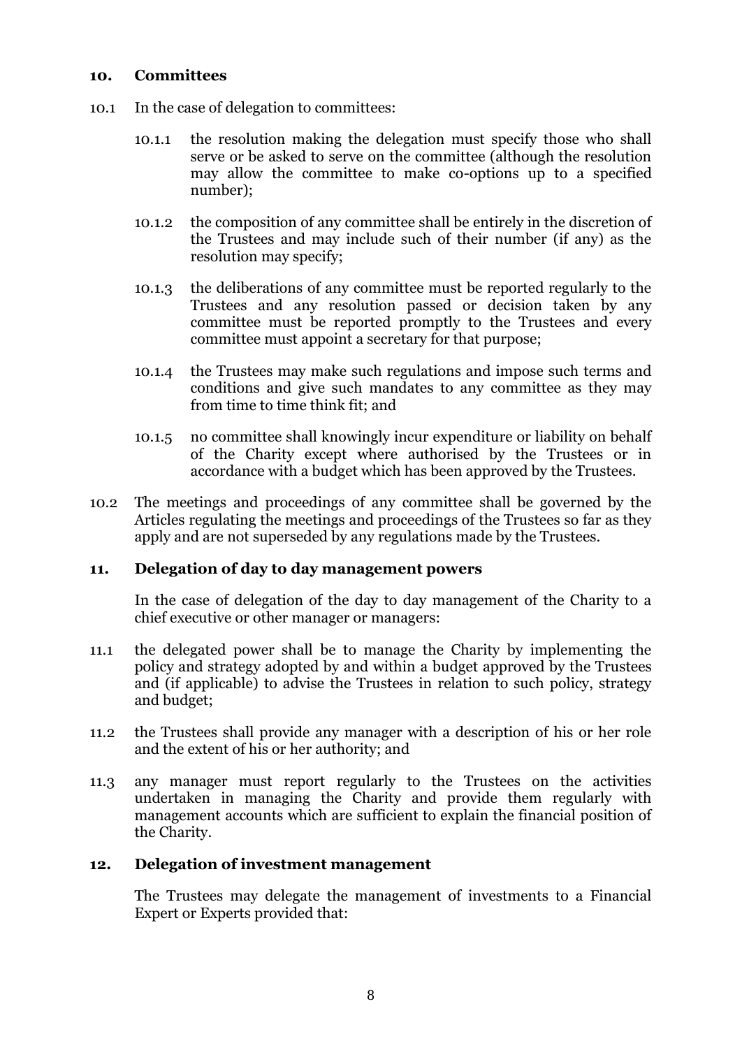## 10. Committees

10.1 In the case of delegation to committees:

10.1.1 the resolution making the delegation must specify those who shall serve or be asked to serve on the committee (although the resolution may allow the committee to make co-options up to a specified number);

10.1.2 the composition of any committee shall be entirely in the discretion of the Trustees and may include such of their number (if any) as the resolution may specify;

10.1.3 the deliberations of any committee must be reported regularly to the Trustees and any resolution passed or decision taken by any committee must be reported promptly to the Trustees and every committee must appoint a secretary for that purpose;

10.1.4 the Trustees may make such regulations and impose such terms and conditions and give such mandates to any committee as they may from time to time think fit; and

10.1.5 no committee shall knowingly incur expenditure or liability on behalf of the Charity except where authorised by the Trustees or in accordance with a budget which has been approved by the Trustees.

10.2 The meetings and proceedings of any committee shall be governed by the Articles regulating the meetings and proceedings of the Trustees so far as they apply and are not superseded by any regulations made by the Trustees.

## 11. Delegation of day to day management powers

In the case of delegation of the day to day management of the Charity to a chief executive or other manager or managers:

11.1 the delegated power shall be to manage the Charity by implementing the policy and strategy adopted by and within a budget approved by the Trustees and (if applicable) to advise the Trustees in relation to such policy, strategy and budget;

11.2 the Trustees shall provide any manager with a description of his or her role and the extent of his or her authority; and

11.3 any manager must report regularly to the Trustees on the activities undertaken in managing the Charity and provide them regularly with management accounts which are sufficient to explain the financial position of the Charity.

## 12. Delegation of investment management

The Trustees may delegate the management of investments to a Financial Expert or Experts provided that: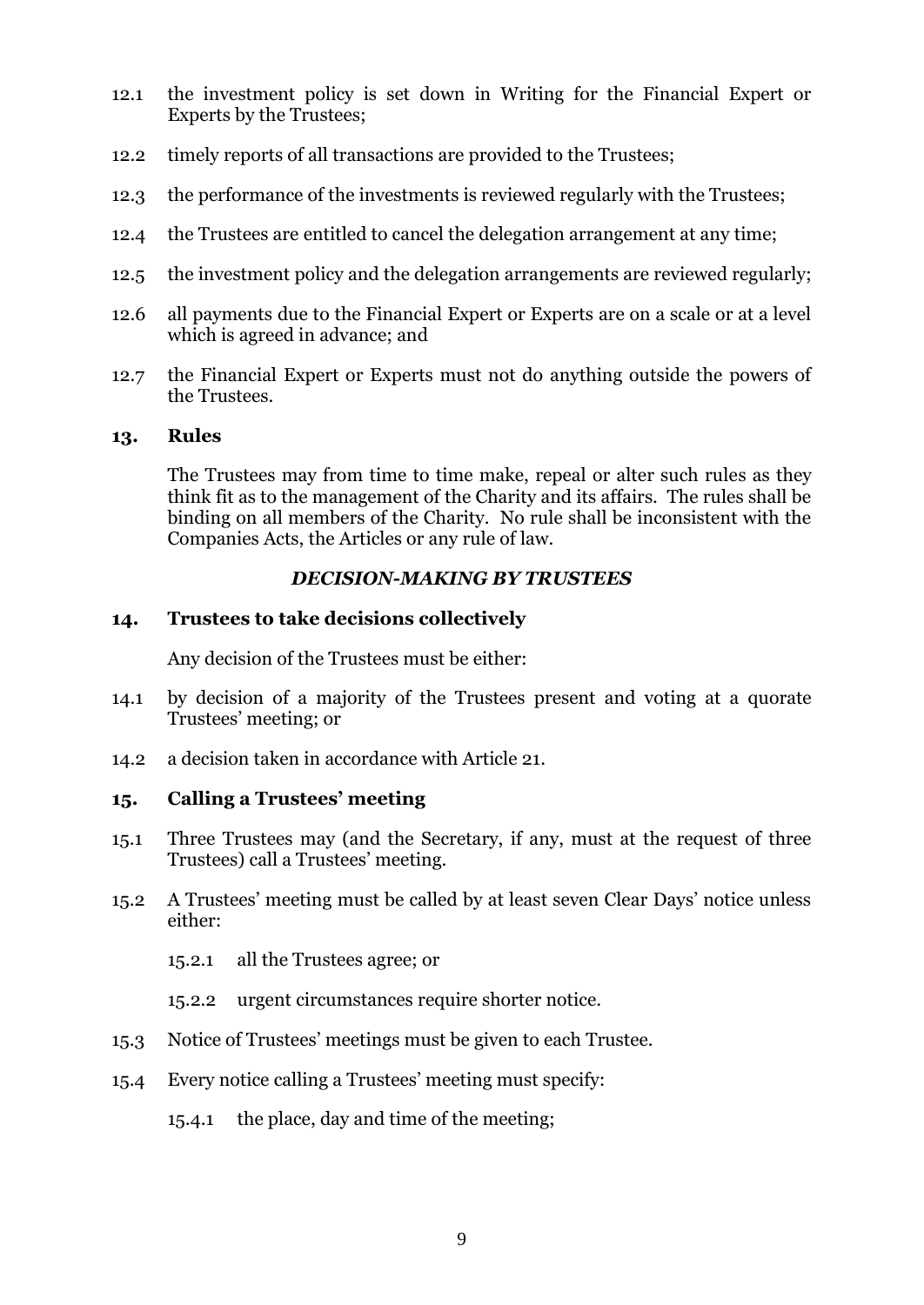12.1 the investment policy is set down in Writing for the Financial Expert or Experts by the Trustees;

12.2 timely reports of all transactions are provided to the Trustees;

12.3 the performance of the investments is reviewed regularly with the Trustees;

12.4 the Trustees are entitled to cancel the delegation arrangement at any time;

12.5 the investment policy and the delegation arrangements are reviewed regularly;

12.6 all payments due to the Financial Expert or Experts are on a scale or at a level which is agreed in advance; and

12.7 the Financial Expert or Experts must not do anything outside the powers of the Trustees.

### 13. Rules

The Trustees may from time to time make, repeal or alter such rules as they think fit as to the management of the Charity and its affairs. The rules shall be binding on all members of the Charity. No rule shall be inconsistent with the Companies Acts, the Articles or any rule of law.

## *DECISION-MAKING BY TRUSTEES*

### 14. Trustees to take decisions collectively

Any decision of the Trustees must be either:

14.1 by decision of a majority of the Trustees present and voting at a quorate Trustees' meeting; or

14.2 a decision taken in accordance with Article 21.

### 15. Calling a Trustees' meeting

15.1 Three Trustees may (and the Secretary, if any, must at the request of three Trustees) call a Trustees' meeting.

15.2 A Trustees' meeting must be called by at least seven Clear Days' notice unless either:

15.2.1 all the Trustees agree; or

15.2.2 urgent circumstances require shorter notice.

15.3 Notice of Trustees' meetings must be given to each Trustee.

15.4 Every notice calling a Trustees' meeting must specify:

15.4.1 the place, day and time of the meeting;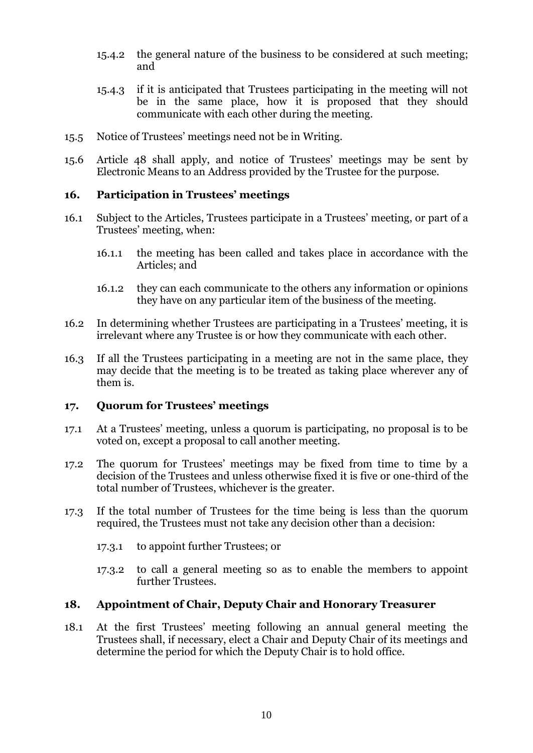15.4.2 the general nature of the business to be considered at such meeting; and

15.4.3 if it is anticipated that Trustees participating in the meeting will not be in the same place, how it is proposed that they should communicate with each other during the meeting.

15.5 Notice of Trustees' meetings need not be in Writing.

15.6 Article 48 shall apply, and notice of Trustees' meetings may be sent by Electronic Means to an Address provided by the Trustee for the purpose.

## 16. Participation in Trustees' meetings

16.1 Subject to the Articles, Trustees participate in a Trustees' meeting, or part of a Trustees' meeting, when:

16.1.1 the meeting has been called and takes place in accordance with the Articles; and

16.1.2 they can each communicate to the others any information or opinions they have on any particular item of the business of the meeting.

16.2 In determining whether Trustees are participating in a Trustees' meeting, it is irrelevant where any Trustee is or how they communicate with each other.

16.3 If all the Trustees participating in a meeting are not in the same place, they may decide that the meeting is to be treated as taking place wherever any of them is.

## 17. Quorum for Trustees' meetings

17.1 At a Trustees' meeting, unless a quorum is participating, no proposal is to be voted on, except a proposal to call another meeting.

17.2 The quorum for Trustees' meetings may be fixed from time to time by a decision of the Trustees and unless otherwise fixed it is five or one-third of the total number of Trustees, whichever is the greater.

17.3 If the total number of Trustees for the time being is less than the quorum required, the Trustees must not take any decision other than a decision:

17.3.1 to appoint further Trustees; or

17.3.2 to call a general meeting so as to enable the members to appoint further Trustees.

## 18. Appointment of Chair, Deputy Chair and Honorary Treasurer

18.1 At the first Trustees' meeting following an annual general meeting the Trustees shall, if necessary, elect a Chair and Deputy Chair of its meetings and determine the period for which the Deputy Chair is to hold office.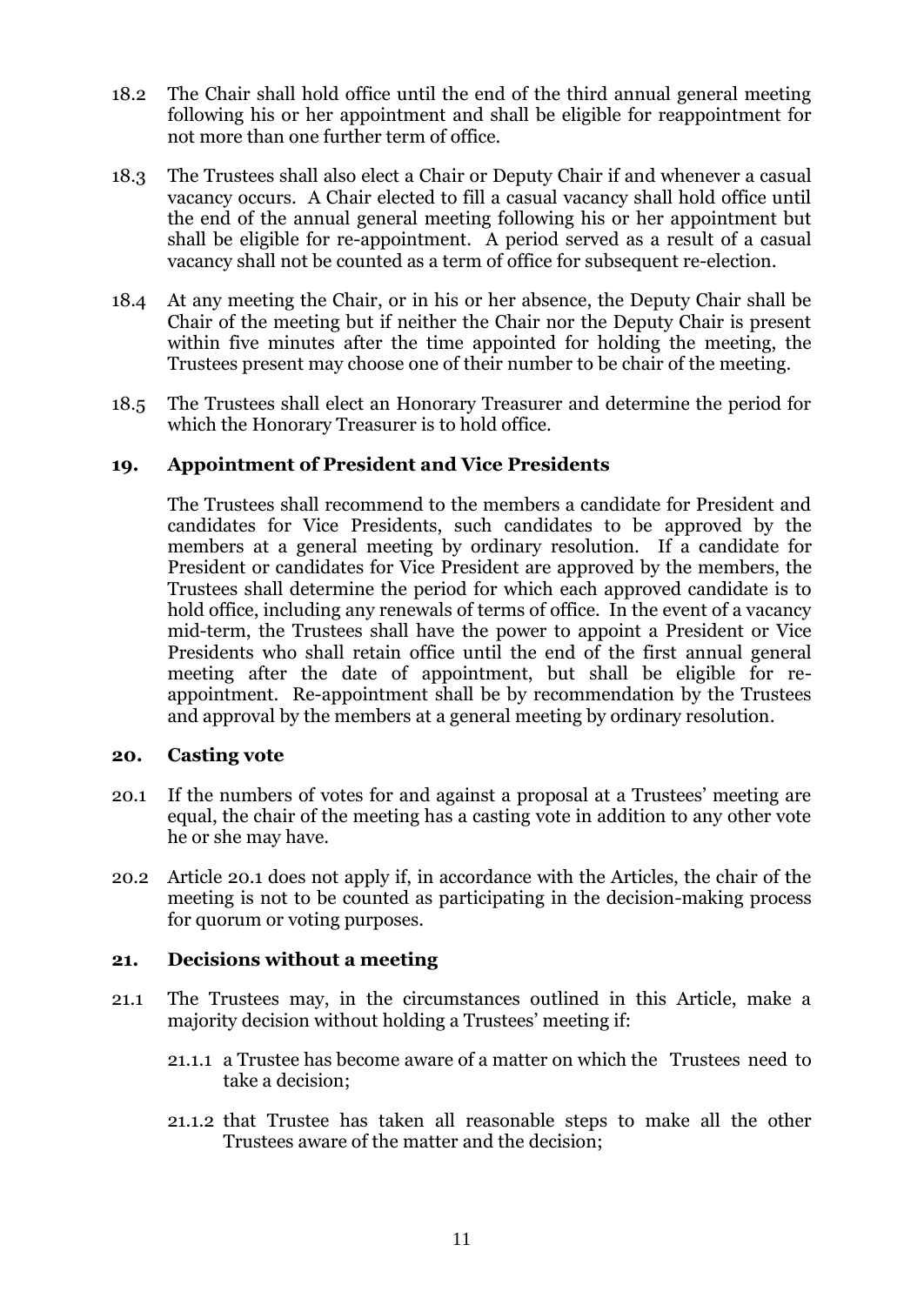18.2 The Chair shall hold office until the end of the third annual general meeting following his or her appointment and shall be eligible for reappointment for not more than one further term of office.

18.3 The Trustees shall also elect a Chair or Deputy Chair if and whenever a casual vacancy occurs. A Chair elected to fill a casual vacancy shall hold office until the end of the annual general meeting following his or her appointment but shall be eligible for re-appointment. A period served as a result of a casual vacancy shall not be counted as a term of office for subsequent re-election.

18.4 At any meeting the Chair, or in his or her absence, the Deputy Chair shall be Chair of the meeting but if neither the Chair nor the Deputy Chair is present within five minutes after the time appointed for holding the meeting, the Trustees present may choose one of their number to be chair of the meeting.

18.5 The Trustees shall elect an Honorary Treasurer and determine the period for which the Honorary Treasurer is to hold office.

## 19. Appointment of President and Vice Presidents

The Trustees shall recommend to the members a candidate for President and candidates for Vice Presidents, such candidates to be approved by the members at a general meeting by ordinary resolution. If a candidate for President or candidates for Vice President are approved by the members, the Trustees shall determine the period for which each approved candidate is to hold office, including any renewals of terms of office. In the event of a vacancy mid-term, the Trustees shall have the power to appoint a President or Vice Presidents who shall retain office until the end of the first annual general meeting after the date of appointment, but shall be eligible for re-appointment. Re-appointment shall be by recommendation by the Trustees and approval by the members at a general meeting by ordinary resolution.

## 20. Casting vote

20.1 If the numbers of votes for and against a proposal at a Trustees' meeting are equal, the chair of the meeting has a casting vote in addition to any other vote he or she may have.

20.2 Article 20.1 does not apply if, in accordance with the Articles, the chair of the meeting is not to be counted as participating in the decision-making process for quorum or voting purposes.

## 21. Decisions without a meeting

21.1 The Trustees may, in the circumstances outlined in this Article, make a majority decision without holding a Trustees' meeting if:

21.1.1 a Trustee has become aware of a matter on which the Trustees need to take a decision;

21.1.2 that Trustee has taken all reasonable steps to make all the other Trustees aware of the matter and the decision;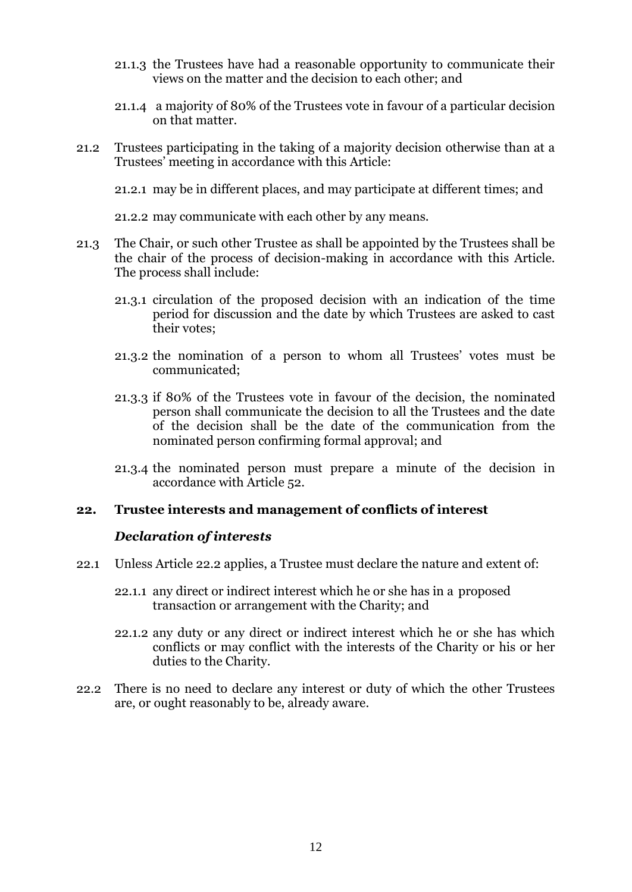21.1.3 the Trustees have had a reasonable opportunity to communicate their views on the matter and the decision to each other; and

21.1.4 a majority of 80% of the Trustees vote in favour of a particular decision on that matter.

21.2 Trustees participating in the taking of a majority decision otherwise than at a Trustees' meeting in accordance with this Article:

21.2.1 may be in different places, and may participate at different times; and

21.2.2 may communicate with each other by any means.

21.3 The Chair, or such other Trustee as shall be appointed by the Trustees shall be the chair of the process of decision-making in accordance with this Article. The process shall include:

21.3.1 circulation of the proposed decision with an indication of the time period for discussion and the date by which Trustees are asked to cast their votes;

21.3.2 the nomination of a person to whom all Trustees' votes must be communicated;

21.3.3 if 80% of the Trustees vote in favour of the decision, the nominated person shall communicate the decision to all the Trustees and the date of the decision shall be the date of the communication from the nominated person confirming formal approval; and

21.3.4 the nominated person must prepare a minute of the decision in accordance with Article 52.

## 22. Trustee interests and management of conflicts of interest

### *Declaration of interests*

22.1 Unless Article 22.2 applies, a Trustee must declare the nature and extent of:

22.1.1 any direct or indirect interest which he or she has in a proposed transaction or arrangement with the Charity; and

22.1.2 any duty or any direct or indirect interest which he or she has which conflicts or may conflict with the interests of the Charity or his or her duties to the Charity.

22.2 There is no need to declare any interest or duty of which the other Trustees are, or ought reasonably to be, already aware.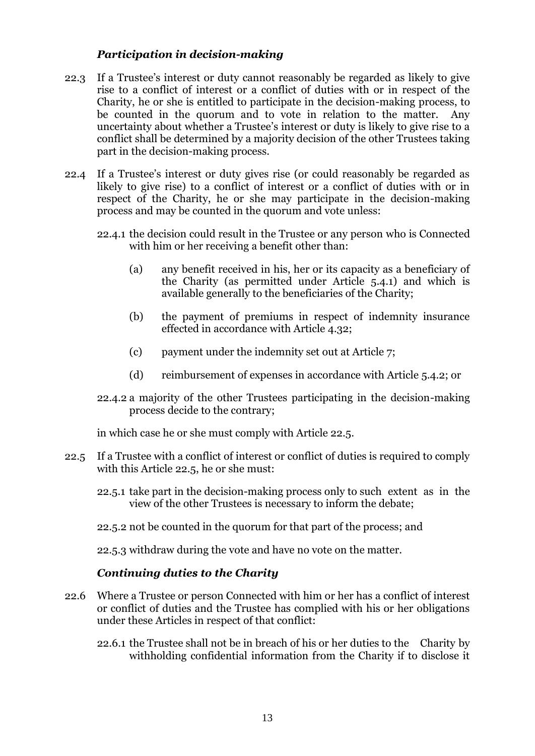### *Participation in decision-making*

22.3 If a Trustee's interest or duty cannot reasonably be regarded as likely to give rise to a conflict of interest or a conflict of duties with or in respect of the Charity, he or she is entitled to participate in the decision-making process, to be counted in the quorum and to vote in relation to the matter. Any uncertainty about whether a Trustee's interest or duty is likely to give rise to a conflict shall be determined by a majority decision of the other Trustees taking part in the decision-making process.

22.4 If a Trustee's interest or duty gives rise (or could reasonably be regarded as likely to give rise) to a conflict of interest or a conflict of duties with or in respect of the Charity, he or she may participate in the decision-making process and may be counted in the quorum and vote unless:

22.4.1 the decision could result in the Trustee or any person who is Connected with him or her receiving a benefit other than:

(a) any benefit received in his, her or its capacity as a beneficiary of the Charity (as permitted under Article 5.4.1) and which is available generally to the beneficiaries of the Charity;

(b) the payment of premiums in respect of indemnity insurance effected in accordance with Article 4.32;

(c) payment under the indemnity set out at Article 7;

(d) reimbursement of expenses in accordance with Article 5.4.2; or

22.4.2 a majority of the other Trustees participating in the decision-making process decide to the contrary;

in which case he or she must comply with Article 22.5.

22.5 If a Trustee with a conflict of interest or conflict of duties is required to comply with this Article 22.5, he or she must:

22.5.1 take part in the decision-making process only to such extent as in the view of the other Trustees is necessary to inform the debate;

22.5.2 not be counted in the quorum for that part of the process; and

22.5.3 withdraw during the vote and have no vote on the matter.

### *Continuing duties to the Charity*

22.6 Where a Trustee or person Connected with him or her has a conflict of interest or conflict of duties and the Trustee has complied with his or her obligations under these Articles in respect of that conflict:

22.6.1 the Trustee shall not be in breach of his or her duties to the Charity by withholding confidential information from the Charity if to disclose it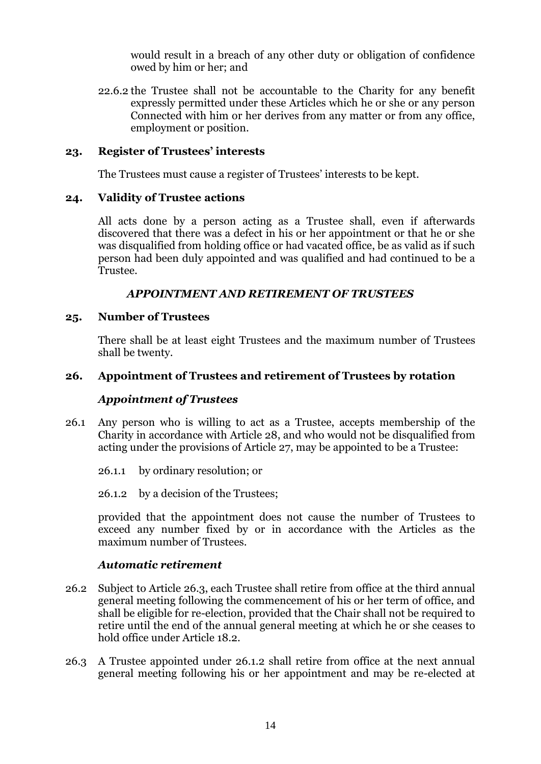would result in a breach of any other duty or obligation of confidence owed by him or her; and

22.6.2 the Trustee shall not be accountable to the Charity for any benefit expressly permitted under these Articles which he or she or any person Connected with him or her derives from any matter or from any office, employment or position.

**23. Register of Trustees' interests**

The Trustees must cause a register of Trustees' interests to be kept.

**24. Validity of Trustee actions**

All acts done by a person acting as a Trustee shall, even if afterwards discovered that there was a defect in his or her appointment or that he or she was disqualified from holding office or had vacated office, be as valid as if such person had been duly appointed and was qualified and had continued to be a Trustee.

## *APPOINTMENT AND RETIREMENT OF TRUSTEES*

**25. Number of Trustees**

There shall be at least eight Trustees and the maximum number of Trustees shall be twenty.

**26. Appointment of Trustees and retirement of Trustees by rotation**

***Appointment of Trustees***

26.1 Any person who is willing to act as a Trustee, accepts membership of the Charity in accordance with Article 28, and who would not be disqualified from acting under the provisions of Article 27, may be appointed to be a Trustee:

26.1.1 by ordinary resolution; or

26.1.2 by a decision of the Trustees;

provided that the appointment does not cause the number of Trustees to exceed any number fixed by or in accordance with the Articles as the maximum number of Trustees.

***Automatic retirement***

26.2 Subject to Article 26.3, each Trustee shall retire from office at the third annual general meeting following the commencement of his or her term of office, and shall be eligible for re-election, provided that the Chair shall not be required to retire until the end of the annual general meeting at which he or she ceases to hold office under Article 18.2.

26.3 A Trustee appointed under 26.1.2 shall retire from office at the next annual general meeting following his or her appointment and may be re-elected at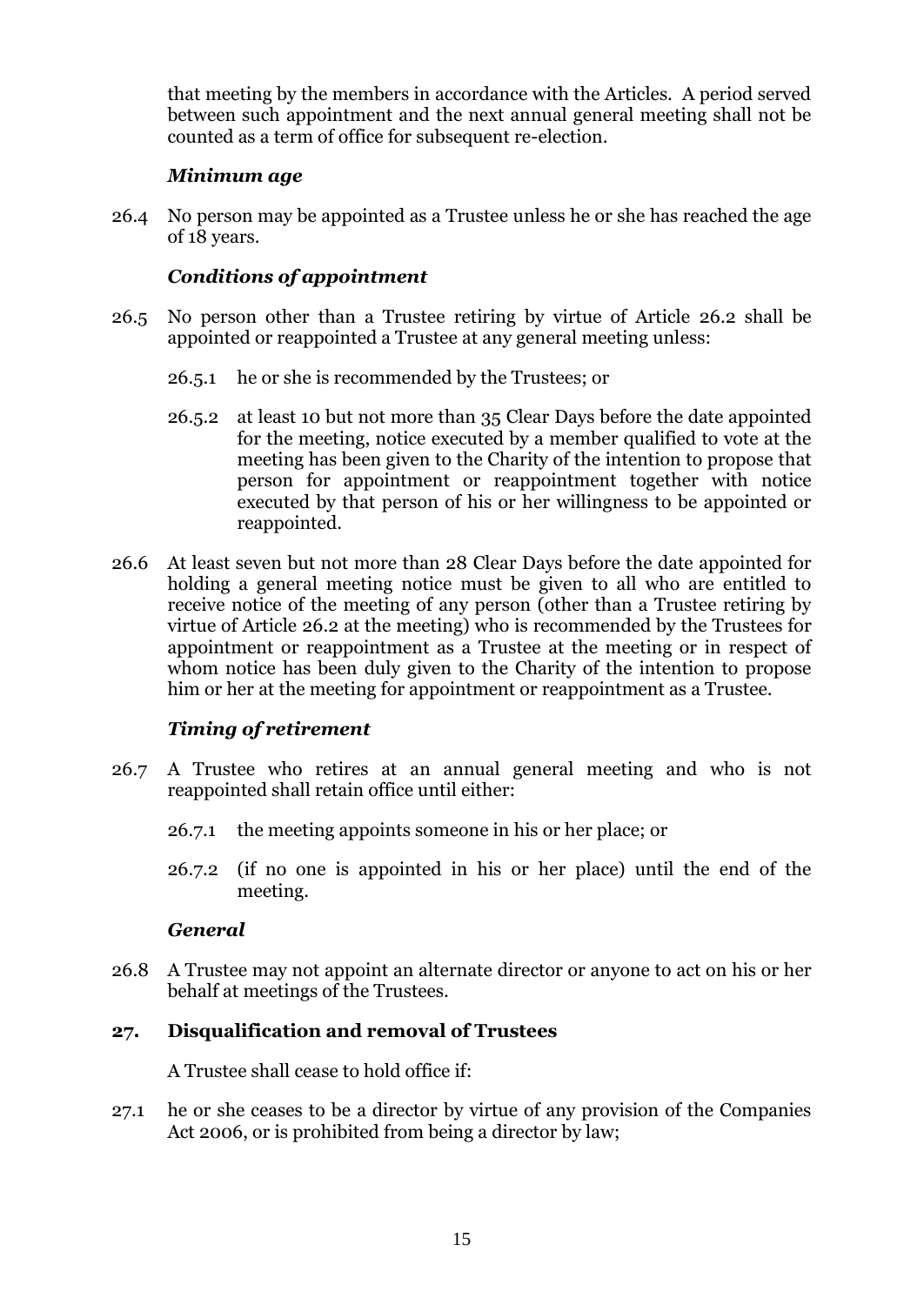that meeting by the members in accordance with the Articles. A period served between such appointment and the next annual general meeting shall not be counted as a term of office for subsequent re-election.

### *Minimum age*

26.4 No person may be appointed as a Trustee unless he or she has reached the age of 18 years.

### *Conditions of appointment*

26.5 No person other than a Trustee retiring by virtue of Article 26.2 shall be appointed or reappointed a Trustee at any general meeting unless:

26.5.1 he or she is recommended by the Trustees; or

26.5.2 at least 10 but not more than 35 Clear Days before the date appointed for the meeting, notice executed by a member qualified to vote at the meeting has been given to the Charity of the intention to propose that person for appointment or reappointment together with notice executed by that person of his or her willingness to be appointed or reappointed.

26.6 At least seven but not more than 28 Clear Days before the date appointed for holding a general meeting notice must be given to all who are entitled to receive notice of the meeting of any person (other than a Trustee retiring by virtue of Article 26.2 at the meeting) who is recommended by the Trustees for appointment or reappointment as a Trustee at the meeting or in respect of whom notice has been duly given to the Charity of the intention to propose him or her at the meeting for appointment or reappointment as a Trustee.

### *Timing of retirement*

26.7 A Trustee who retires at an annual general meeting and who is not reappointed shall retain office until either:

26.7.1 the meeting appoints someone in his or her place; or

26.7.2 (if no one is appointed in his or her place) until the end of the meeting.

### *General*

26.8 A Trustee may not appoint an alternate director or anyone to act on his or her behalf at meetings of the Trustees.

## **27. Disqualification and removal of Trustees**

A Trustee shall cease to hold office if:

27.1 he or she ceases to be a director by virtue of any provision of the Companies Act 2006, or is prohibited from being a director by law;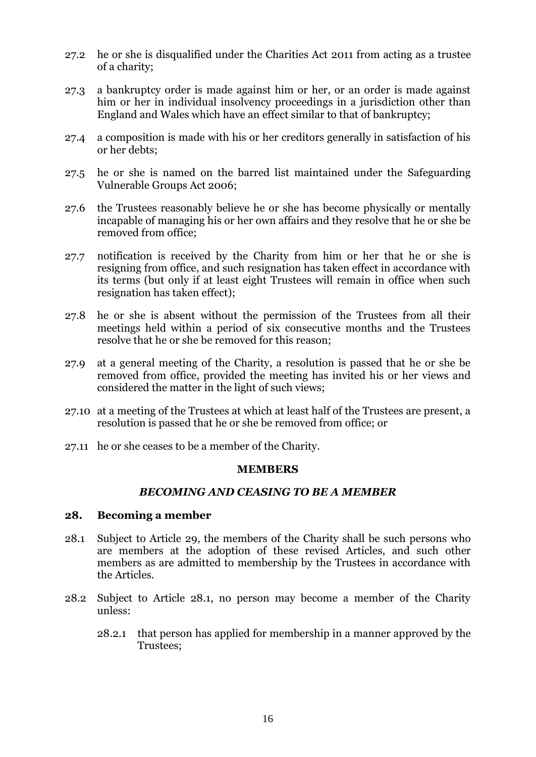27.2 he or she is disqualified under the Charities Act 2011 from acting as a trustee of a charity;

27.3 a bankruptcy order is made against him or her, or an order is made against him or her in individual insolvency proceedings in a jurisdiction other than England and Wales which have an effect similar to that of bankruptcy;

27.4 a composition is made with his or her creditors generally in satisfaction of his or her debts;

27.5 he or she is named on the barred list maintained under the Safeguarding Vulnerable Groups Act 2006;

27.6 the Trustees reasonably believe he or she has become physically or mentally incapable of managing his or her own affairs and they resolve that he or she be removed from office;

27.7 notification is received by the Charity from him or her that he or she is resigning from office, and such resignation has taken effect in accordance with its terms (but only if at least eight Trustees will remain in office when such resignation has taken effect);

27.8 he or she is absent without the permission of the Trustees from all their meetings held within a period of six consecutive months and the Trustees resolve that he or she be removed for this reason;

27.9 at a general meeting of the Charity, a resolution is passed that he or she be removed from office, provided the meeting has invited his or her views and considered the matter in the light of such views;

27.10 at a meeting of the Trustees at which at least half of the Trustees are present, a resolution is passed that he or she be removed from office; or

27.11 he or she ceases to be a member of the Charity.

## MEMBERS

### *BECOMING AND CEASING TO BE A MEMBER*

### 28. Becoming a member

28.1 Subject to Article 29, the members of the Charity shall be such persons who are members at the adoption of these revised Articles, and such other members as are admitted to membership by the Trustees in accordance with the Articles.

28.2 Subject to Article 28.1, no person may become a member of the Charity unless:

28.2.1 that person has applied for membership in a manner approved by the Trustees;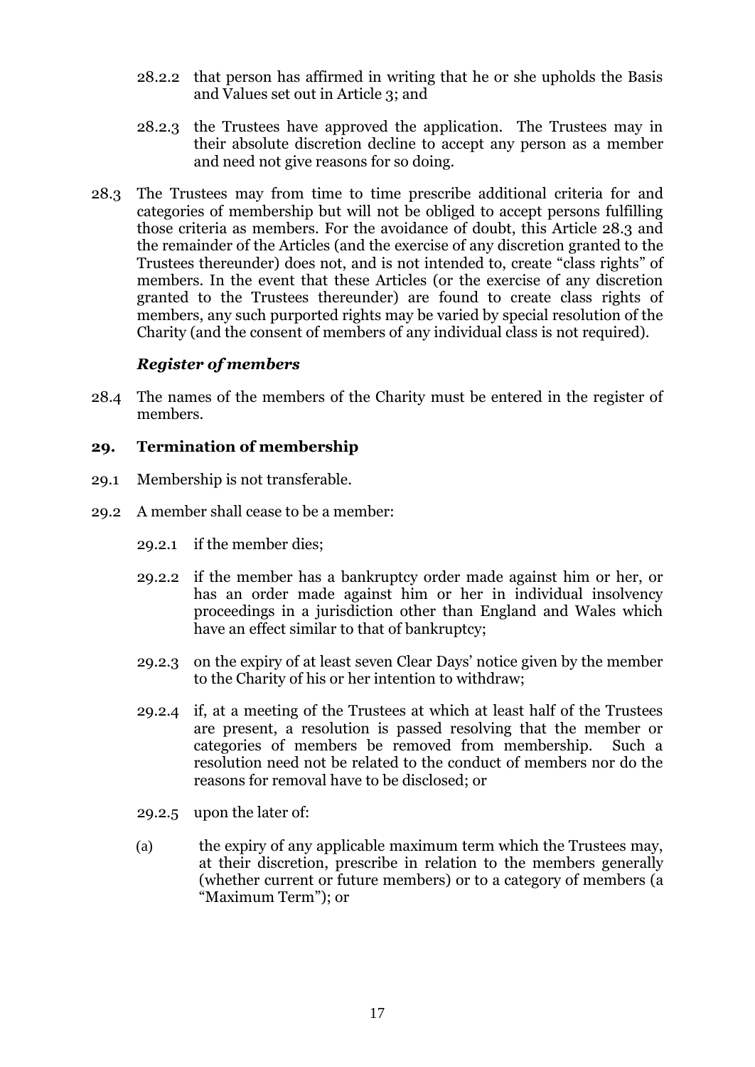28.2.2 that person has affirmed in writing that he or she upholds the Basis and Values set out in Article 3; and

28.2.3 the Trustees have approved the application. The Trustees may in their absolute discretion decline to accept any person as a member and need not give reasons for so doing.

28.3 The Trustees may from time to time prescribe additional criteria for and categories of membership but will not be obliged to accept persons fulfilling those criteria as members. For the avoidance of doubt, this Article 28.3 and the remainder of the Articles (and the exercise of any discretion granted to the Trustees thereunder) does not, and is not intended to, create "class rights" of members. In the event that these Articles (or the exercise of any discretion granted to the Trustees thereunder) are found to create class rights of members, any such purported rights may be varied by special resolution of the Charity (and the consent of members of any individual class is not required).

***Register of members***

28.4 The names of the members of the Charity must be entered in the register of members.

## 29. Termination of membership

29.1 Membership is not transferable.

29.2 A member shall cease to be a member:

29.2.1 if the member dies;

29.2.2 if the member has a bankruptcy order made against him or her, or has an order made against him or her in individual insolvency proceedings in a jurisdiction other than England and Wales which have an effect similar to that of bankruptcy;

29.2.3 on the expiry of at least seven Clear Days' notice given by the member to the Charity of his or her intention to withdraw;

29.2.4 if, at a meeting of the Trustees at which at least half of the Trustees are present, a resolution is passed resolving that the member or categories of members be removed from membership. Such a resolution need not be related to the conduct of members nor do the reasons for removal have to be disclosed; or

29.2.5 upon the later of:

(a) the expiry of any applicable maximum term which the Trustees may, at their discretion, prescribe in relation to the members generally (whether current or future members) or to a category of members (a "Maximum Term"); or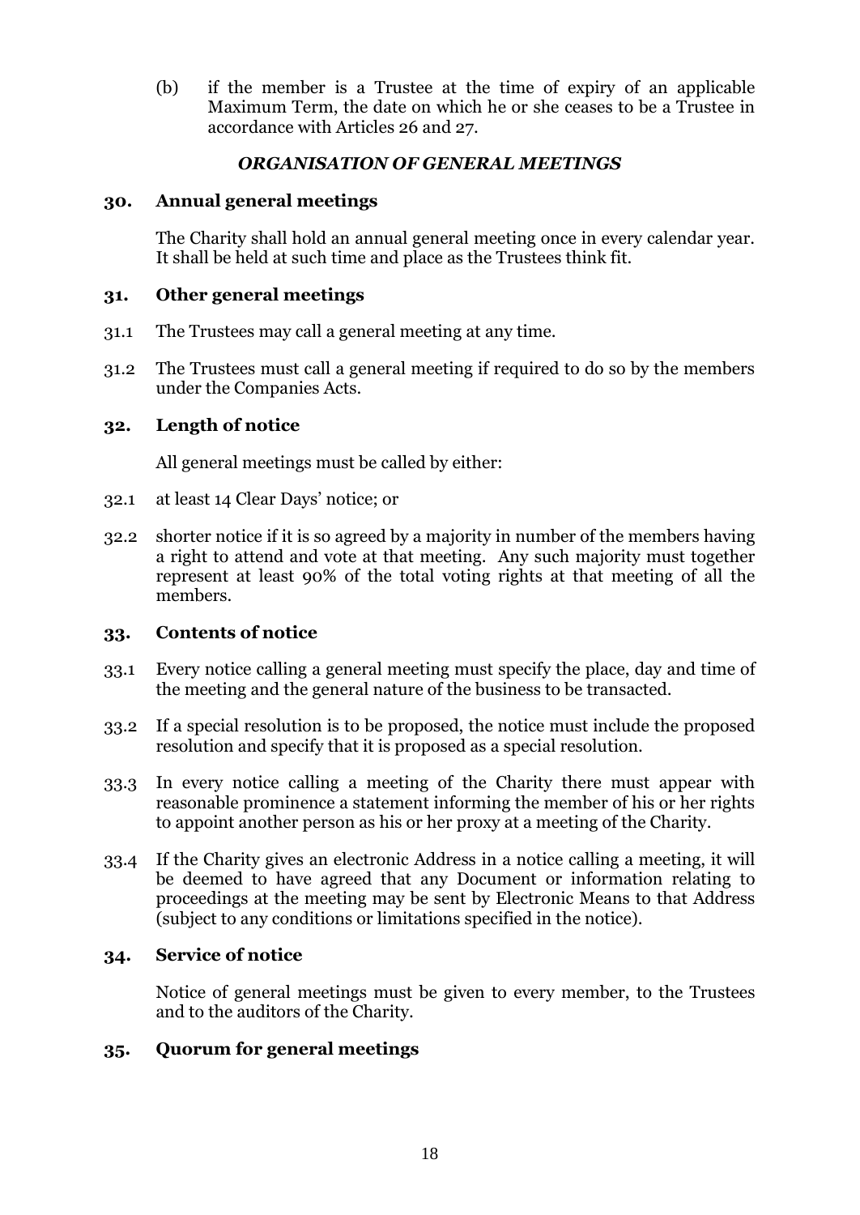(b) if the member is a Trustee at the time of expiry of an applicable Maximum Term, the date on which he or she ceases to be a Trustee in accordance with Articles 26 and 27.

## *ORGANISATION OF GENERAL MEETINGS*

### 30. Annual general meetings

The Charity shall hold an annual general meeting once in every calendar year. It shall be held at such time and place as the Trustees think fit.

### 31. Other general meetings

31.1 The Trustees may call a general meeting at any time.

31.2 The Trustees must call a general meeting if required to do so by the members under the Companies Acts.

### 32. Length of notice

All general meetings must be called by either:

32.1 at least 14 Clear Days' notice; or

32.2 shorter notice if it is so agreed by a majority in number of the members having a right to attend and vote at that meeting. Any such majority must together represent at least 90% of the total voting rights at that meeting of all the members.

### 33. Contents of notice

33.1 Every notice calling a general meeting must specify the place, day and time of the meeting and the general nature of the business to be transacted.

33.2 If a special resolution is to be proposed, the notice must include the proposed resolution and specify that it is proposed as a special resolution.

33.3 In every notice calling a meeting of the Charity there must appear with reasonable prominence a statement informing the member of his or her rights to appoint another person as his or her proxy at a meeting of the Charity.

33.4 If the Charity gives an electronic Address in a notice calling a meeting, it will be deemed to have agreed that any Document or information relating to proceedings at the meeting may be sent by Electronic Means to that Address (subject to any conditions or limitations specified in the notice).

### 34. Service of notice

Notice of general meetings must be given to every member, to the Trustees and to the auditors of the Charity.

### 35. Quorum for general meetings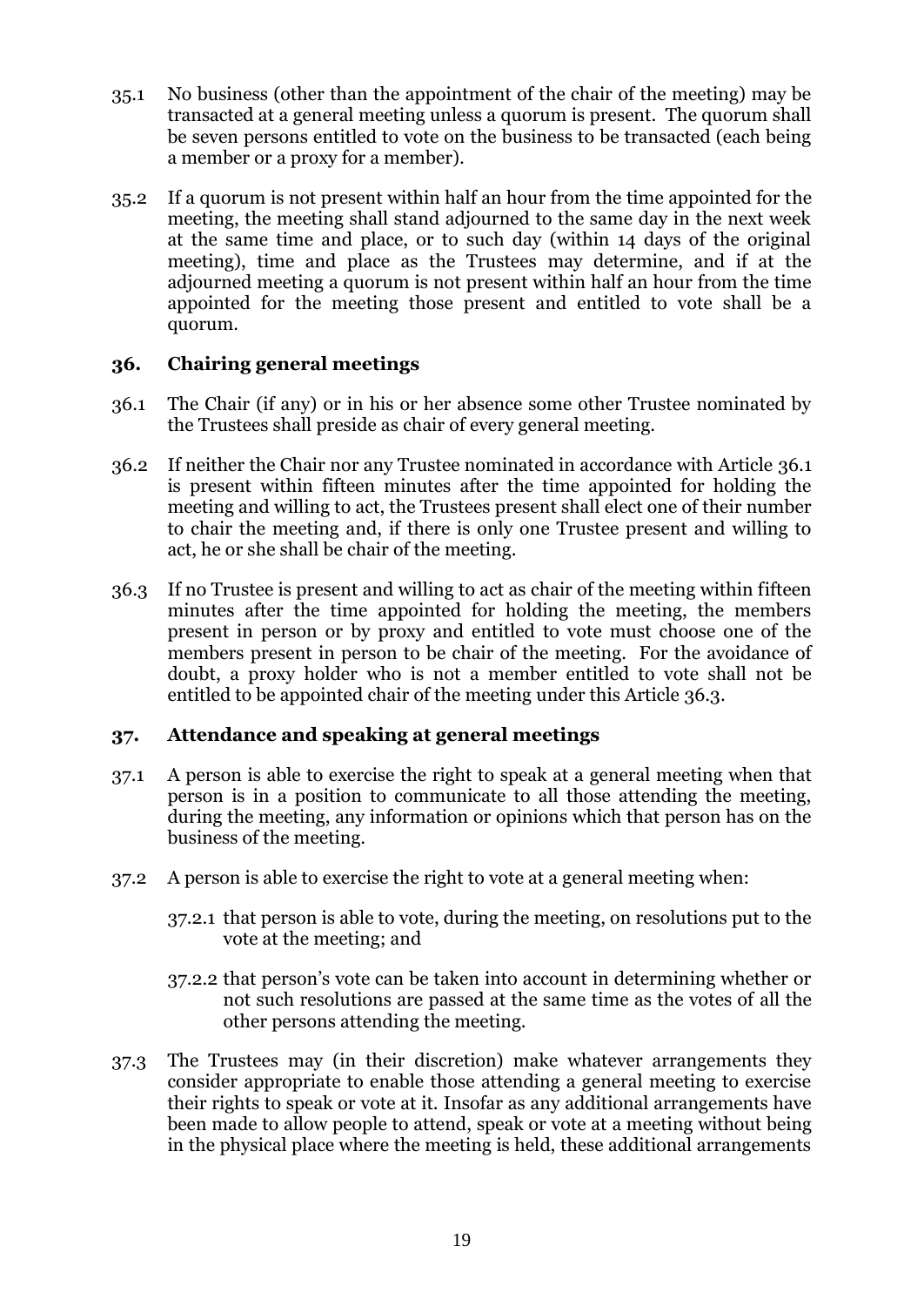35.1 No business (other than the appointment of the chair of the meeting) may be transacted at a general meeting unless a quorum is present. The quorum shall be seven persons entitled to vote on the business to be transacted (each being a member or a proxy for a member).

35.2 If a quorum is not present within half an hour from the time appointed for the meeting, the meeting shall stand adjourned to the same day in the next week at the same time and place, or to such day (within 14 days of the original meeting), time and place as the Trustees may determine, and if at the adjourned meeting a quorum is not present within half an hour from the time appointed for the meeting those present and entitled to vote shall be a quorum.

### 36. Chairing general meetings

36.1 The Chair (if any) or in his or her absence some other Trustee nominated by the Trustees shall preside as chair of every general meeting.

36.2 If neither the Chair nor any Trustee nominated in accordance with Article 36.1 is present within fifteen minutes after the time appointed for holding the meeting and willing to act, the Trustees present shall elect one of their number to chair the meeting and, if there is only one Trustee present and willing to act, he or she shall be chair of the meeting.

36.3 If no Trustee is present and willing to act as chair of the meeting within fifteen minutes after the time appointed for holding the meeting, the members present in person or by proxy and entitled to vote must choose one of the members present in person to be chair of the meeting. For the avoidance of doubt, a proxy holder who is not a member entitled to vote shall not be entitled to be appointed chair of the meeting under this Article 36.3.

### 37. Attendance and speaking at general meetings

37.1 A person is able to exercise the right to speak at a general meeting when that person is in a position to communicate to all those attending the meeting, during the meeting, any information or opinions which that person has on the business of the meeting.

37.2 A person is able to exercise the right to vote at a general meeting when:

37.2.1 that person is able to vote, during the meeting, on resolutions put to the vote at the meeting; and

37.2.2 that person's vote can be taken into account in determining whether or not such resolutions are passed at the same time as the votes of all the other persons attending the meeting.

37.3 The Trustees may (in their discretion) make whatever arrangements they consider appropriate to enable those attending a general meeting to exercise their rights to speak or vote at it. Insofar as any additional arrangements have been made to allow people to attend, speak or vote at a meeting without being in the physical place where the meeting is held, these additional arrangements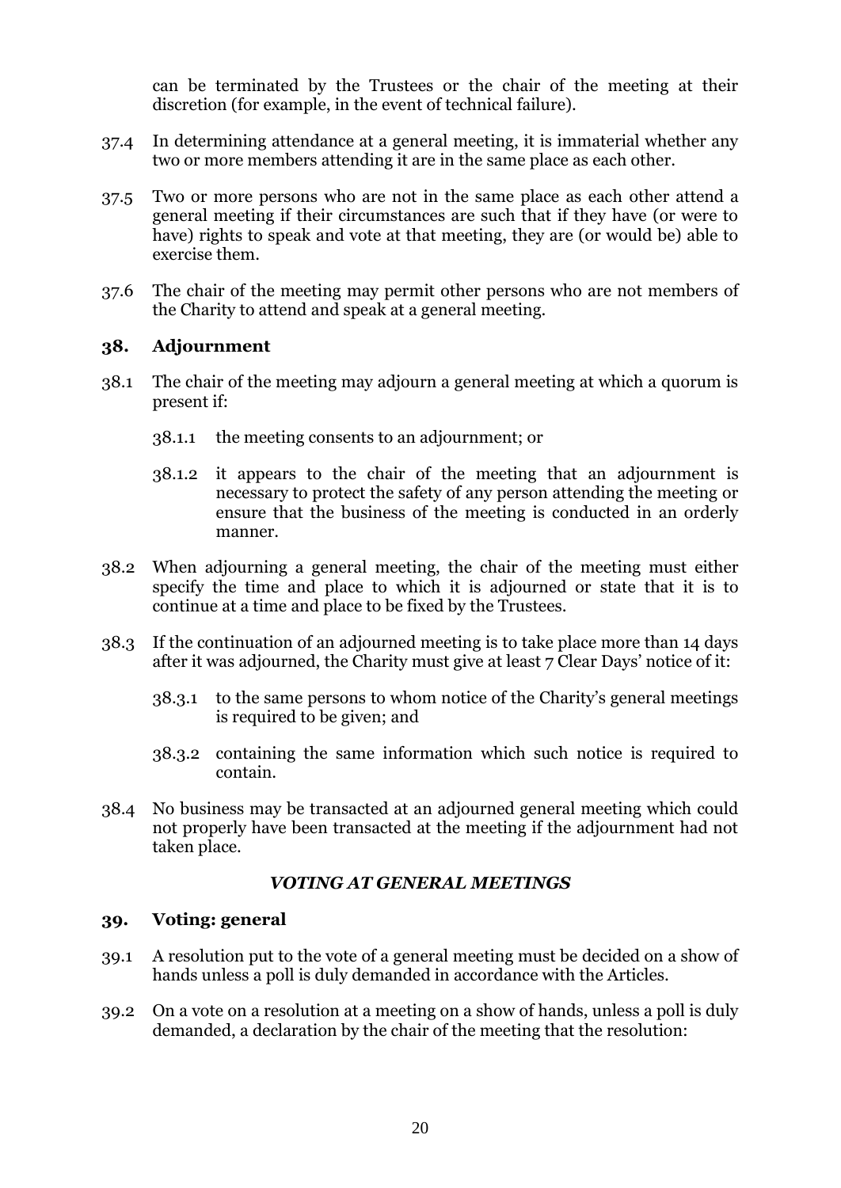can be terminated by the Trustees or the chair of the meeting at their discretion (for example, in the event of technical failure).

37.4 In determining attendance at a general meeting, it is immaterial whether any two or more members attending it are in the same place as each other.

37.5 Two or more persons who are not in the same place as each other attend a general meeting if their circumstances are such that if they have (or were to have) rights to speak and vote at that meeting, they are (or would be) able to exercise them.

37.6 The chair of the meeting may permit other persons who are not members of the Charity to attend and speak at a general meeting.

## 38. Adjournment

38.1 The chair of the meeting may adjourn a general meeting at which a quorum is present if:

38.1.1 the meeting consents to an adjournment; or

38.1.2 it appears to the chair of the meeting that an adjournment is necessary to protect the safety of any person attending the meeting or ensure that the business of the meeting is conducted in an orderly manner.

38.2 When adjourning a general meeting, the chair of the meeting must either specify the time and place to which it is adjourned or state that it is to continue at a time and place to be fixed by the Trustees.

38.3 If the continuation of an adjourned meeting is to take place more than 14 days after it was adjourned, the Charity must give at least 7 Clear Days' notice of it:

38.3.1 to the same persons to whom notice of the Charity's general meetings is required to be given; and

38.3.2 containing the same information which such notice is required to contain.

38.4 No business may be transacted at an adjourned general meeting which could not properly have been transacted at the meeting if the adjournment had not taken place.

### *VOTING AT GENERAL MEETINGS*

## 39. Voting: general

39.1 A resolution put to the vote of a general meeting must be decided on a show of hands unless a poll is duly demanded in accordance with the Articles.

39.2 On a vote on a resolution at a meeting on a show of hands, unless a poll is duly demanded, a declaration by the chair of the meeting that the resolution: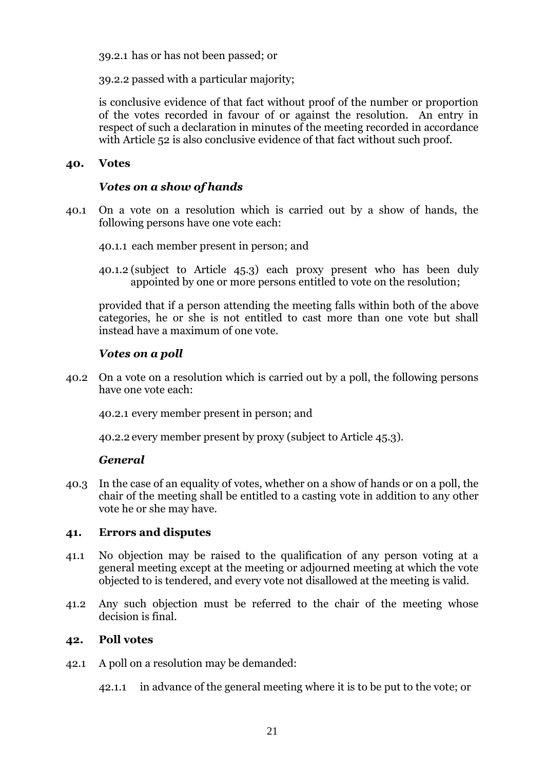39.2.1 has or has not been passed; or

39.2.2 passed with a particular majority;

is conclusive evidence of that fact without proof of the number or proportion of the votes recorded in favour of or against the resolution. An entry in respect of such a declaration in minutes of the meeting recorded in accordance with Article 52 is also conclusive evidence of that fact without such proof.

## 40. Votes

### *Votes on a show of hands*

40.1 On a vote on a resolution which is carried out by a show of hands, the following persons have one vote each:

40.1.1 each member present in person; and

40.1.2 (subject to Article 45.3) each proxy present who has been duly appointed by one or more persons entitled to vote on the resolution;

provided that if a person attending the meeting falls within both of the above categories, he or she is not entitled to cast more than one vote but shall instead have a maximum of one vote.

### *Votes on a poll*

40.2 On a vote on a resolution which is carried out by a poll, the following persons have one vote each:

40.2.1 every member present in person; and

40.2.2 every member present by proxy (subject to Article 45.3).

### *General*

40.3 In the case of an equality of votes, whether on a show of hands or on a poll, the chair of the meeting shall be entitled to a casting vote in addition to any other vote he or she may have.

## 41. Errors and disputes

41.1 No objection may be raised to the qualification of any person voting at a general meeting except at the meeting or adjourned meeting at which the vote objected to is tendered, and every vote not disallowed at the meeting is valid.

41.2 Any such objection must be referred to the chair of the meeting whose decision is final.

## 42. Poll votes

42.1 A poll on a resolution may be demanded:

42.1.1 in advance of the general meeting where it is to be put to the vote; or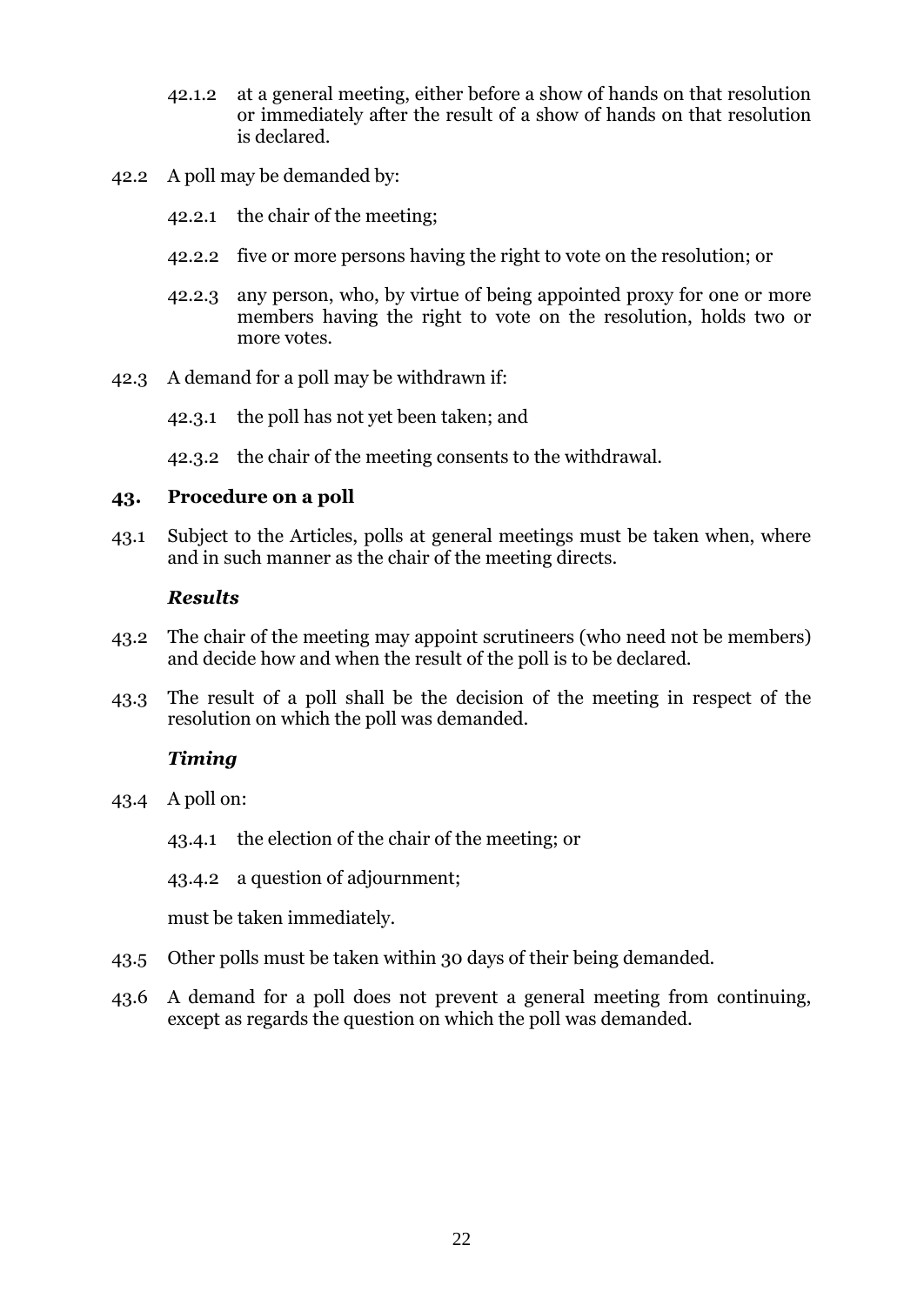42.1.2 at a general meeting, either before a show of hands on that resolution or immediately after the result of a show of hands on that resolution is declared.

42.2 A poll may be demanded by:

42.2.1 the chair of the meeting;

42.2.2 five or more persons having the right to vote on the resolution; or

42.2.3 any person, who, by virtue of being appointed proxy for one or more members having the right to vote on the resolution, holds two or more votes.

42.3 A demand for a poll may be withdrawn if:

42.3.1 the poll has not yet been taken; and

42.3.2 the chair of the meeting consents to the withdrawal.

## 43. Procedure on a poll

43.1 Subject to the Articles, polls at general meetings must be taken when, where and in such manner as the chair of the meeting directs.

***Results***

43.2 The chair of the meeting may appoint scrutineers (who need not be members) and decide how and when the result of the poll is to be declared.

43.3 The result of a poll shall be the decision of the meeting in respect of the resolution on which the poll was demanded.

***Timing***

43.4 A poll on:

43.4.1 the election of the chair of the meeting; or

43.4.2 a question of adjournment;

must be taken immediately.

43.5 Other polls must be taken within 30 days of their being demanded.

43.6 A demand for a poll does not prevent a general meeting from continuing, except as regards the question on which the poll was demanded.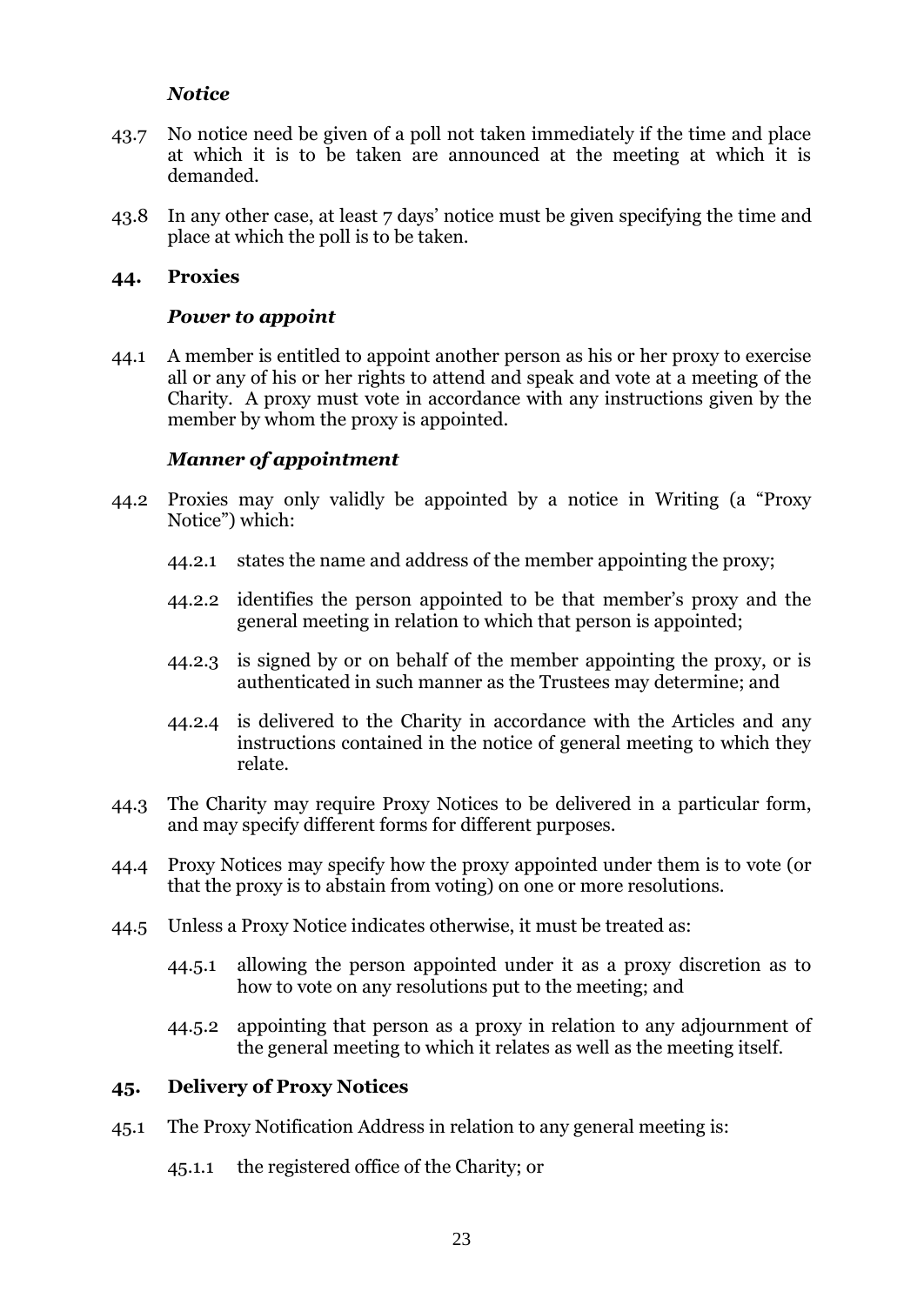***Notice***

43.7 No notice need be given of a poll not taken immediately if the time and place at which it is to be taken are announced at the meeting at which it is demanded.

43.8 In any other case, at least 7 days' notice must be given specifying the time and place at which the poll is to be taken.

## 44. Proxies

***Power to appoint***

44.1 A member is entitled to appoint another person as his or her proxy to exercise all or any of his or her rights to attend and speak and vote at a meeting of the Charity. A proxy must vote in accordance with any instructions given by the member by whom the proxy is appointed.

***Manner of appointment***

44.2 Proxies may only validly be appointed by a notice in Writing (a "Proxy Notice") which:

44.2.1 states the name and address of the member appointing the proxy;

44.2.2 identifies the person appointed to be that member's proxy and the general meeting in relation to which that person is appointed;

44.2.3 is signed by or on behalf of the member appointing the proxy, or is authenticated in such manner as the Trustees may determine; and

44.2.4 is delivered to the Charity in accordance with the Articles and any instructions contained in the notice of general meeting to which they relate.

44.3 The Charity may require Proxy Notices to be delivered in a particular form, and may specify different forms for different purposes.

44.4 Proxy Notices may specify how the proxy appointed under them is to vote (or that the proxy is to abstain from voting) on one or more resolutions.

44.5 Unless a Proxy Notice indicates otherwise, it must be treated as:

44.5.1 allowing the person appointed under it as a proxy discretion as to how to vote on any resolutions put to the meeting; and

44.5.2 appointing that person as a proxy in relation to any adjournment of the general meeting to which it relates as well the meeting itself.

## 45. Delivery of Proxy Notices

45.1 The Proxy Notification Address in relation to any general meeting is:

45.1.1 the registered office of the Charity; or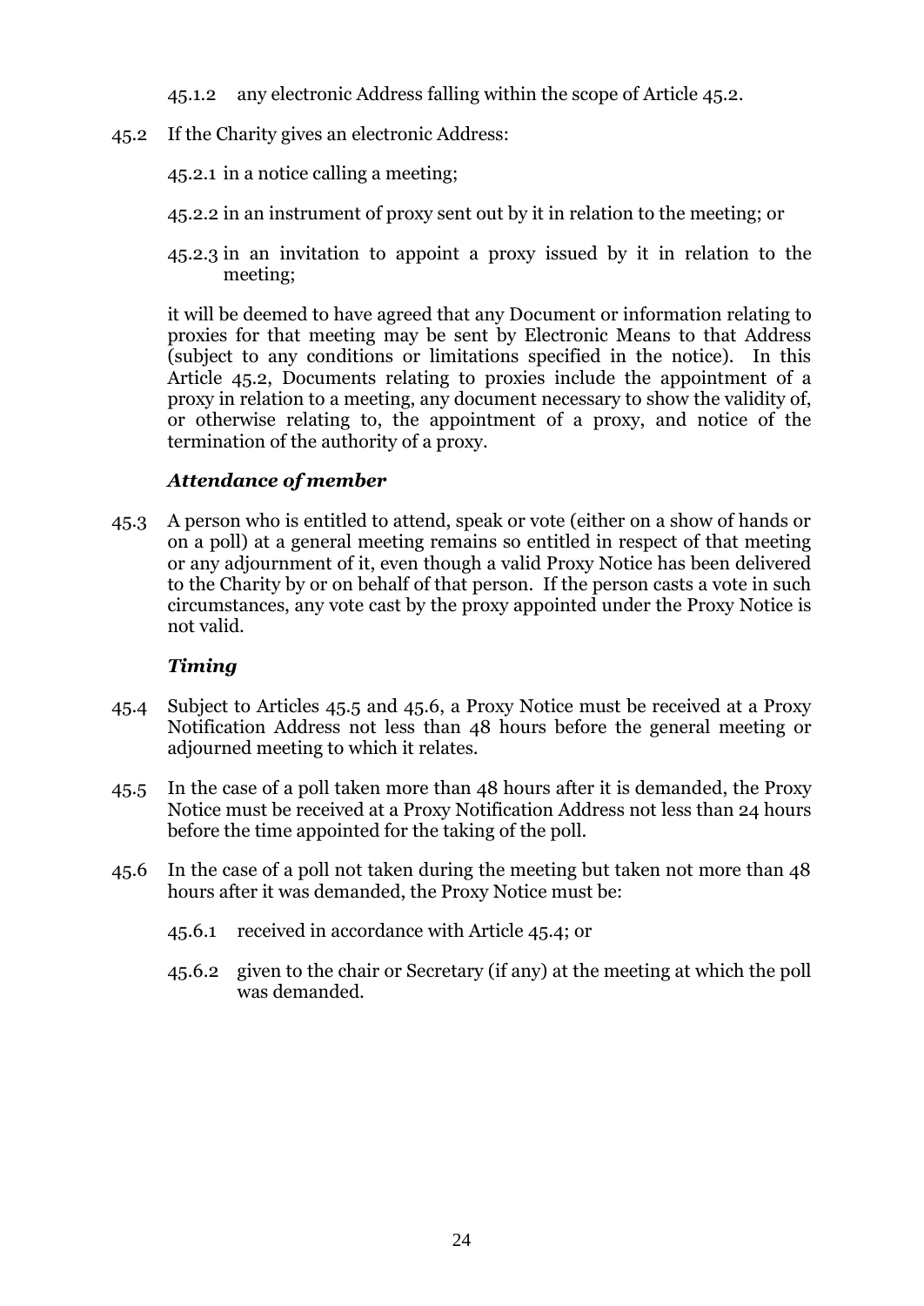45.1.2 any electronic Address falling within the scope of Article 45.2.

45.2 If the Charity gives an electronic Address:

45.2.1 in a notice calling a meeting;

45.2.2 in an instrument of proxy sent out by it in relation to the meeting; or

45.2.3 in an invitation to appoint a proxy issued by it in relation to the meeting;

it will be deemed to have agreed that any Document or information relating to proxies for that meeting may be sent by Electronic Means to that Address (subject to any conditions or limitations specified in the notice). In this Article 45.2, Documents relating to proxies include the appointment of a proxy in relation to a meeting, any document necessary to show the validity of, or otherwise relating to, the appointment of a proxy, and notice of the termination of the authority of a proxy.

### *Attendance of member*

45.3 A person who is entitled to attend, speak or vote (either on a show of hands or on a poll) at a general meeting remains so entitled in respect of that meeting or any adjournment of it, even though a valid Proxy Notice has been delivered to the Charity by or on behalf of that person. If the person casts a vote in such circumstances, any vote cast by the proxy appointed under the Proxy Notice is not valid.

### *Timing*

45.4 Subject to Articles 45.5 and 45.6, a Proxy Notice must be received at a Proxy Notification Address not less than 48 hours before the general meeting or adjourned meeting to which it relates.

45.5 In the case of a poll taken more than 48 hours after it is demanded, the Proxy Notice must be received at a Proxy Notification Address not less than 24 hours before the time appointed for the taking of the poll.

45.6 In the case of a poll not taken during the meeting but taken not more than 48 hours after it was demanded, the Proxy Notice must be:

45.6.1 received in accordance with Article 45.4; or

45.6.2 given to the chair or Secretary (if any) at the meeting at which the poll was demanded.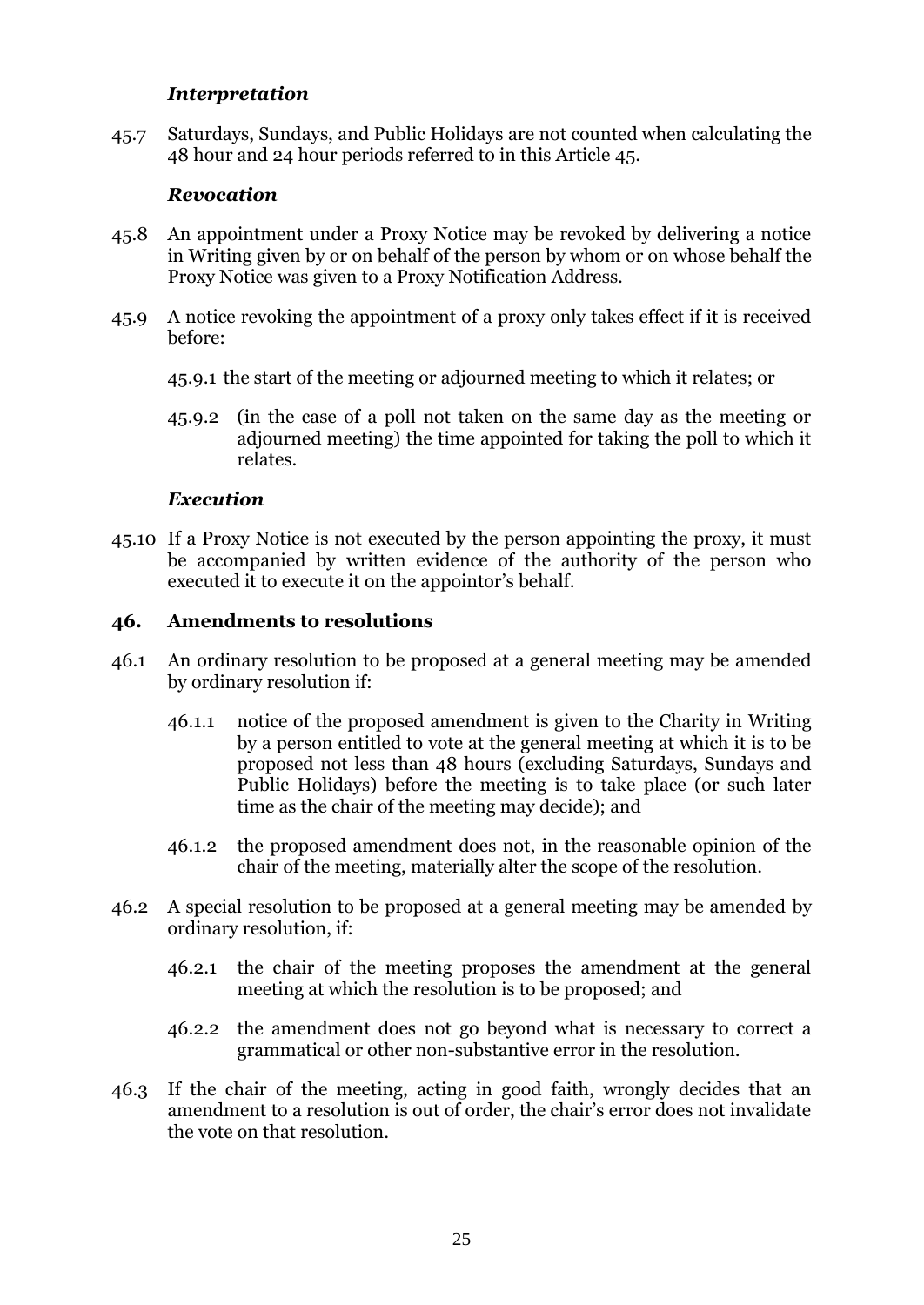### *Interpretation*

45.7 Saturdays, Sundays, and Public Holidays are not counted when calculating the 48 hour and 24 hour periods referred to in this Article 45.

### *Revocation*

45.8 An appointment under a Proxy Notice may be revoked by delivering a notice in Writing given by or on behalf of the person by whom or on whose behalf the Proxy Notice was given to a Proxy Notification Address.

45.9 A notice revoking the appointment of a proxy only takes effect if it is received before:

45.9.1 the start of the meeting or adjourned meeting to which it relates; or

45.9.2 (in the case of a poll not taken on the same day as the meeting or adjourned meeting) the time appointed for taking the poll to which it relates.

### *Execution*

45.10 If a Proxy Notice is not executed by the person appointing the proxy, it must be accompanied by written evidence of the authority of the person who executed it to execute it on the appointor's behalf.

## 46. Amendments to resolutions

46.1 An ordinary resolution to be proposed at a general meeting may be amended by ordinary resolution if:

46.1.1 notice of the proposed amendment is given to the Charity in Writing by a person entitled to vote at the general meeting at which it is to be proposed not less than 48 hours (excluding Saturdays, Sundays and Public Holidays) before the meeting is to take place (or such later time as the chair of the meeting may decide); and

46.1.2 the proposed amendment does not, in the reasonable opinion of the chair of the meeting, materially alter the scope of the resolution.

46.2 A special resolution to be proposed at a general meeting may be amended by ordinary resolution, if:

46.2.1 the chair of the meeting proposes the amendment at the general meeting at which the resolution is to be proposed; and

46.2.2 the amendment does not go beyond what is necessary to correct a grammatical or other non-substantive error in the resolution.

46.3 If the chair of the meeting, acting in good faith, wrongly decides that an amendment to a resolution is out of order, the chair's error does not invalidate the vote on that resolution.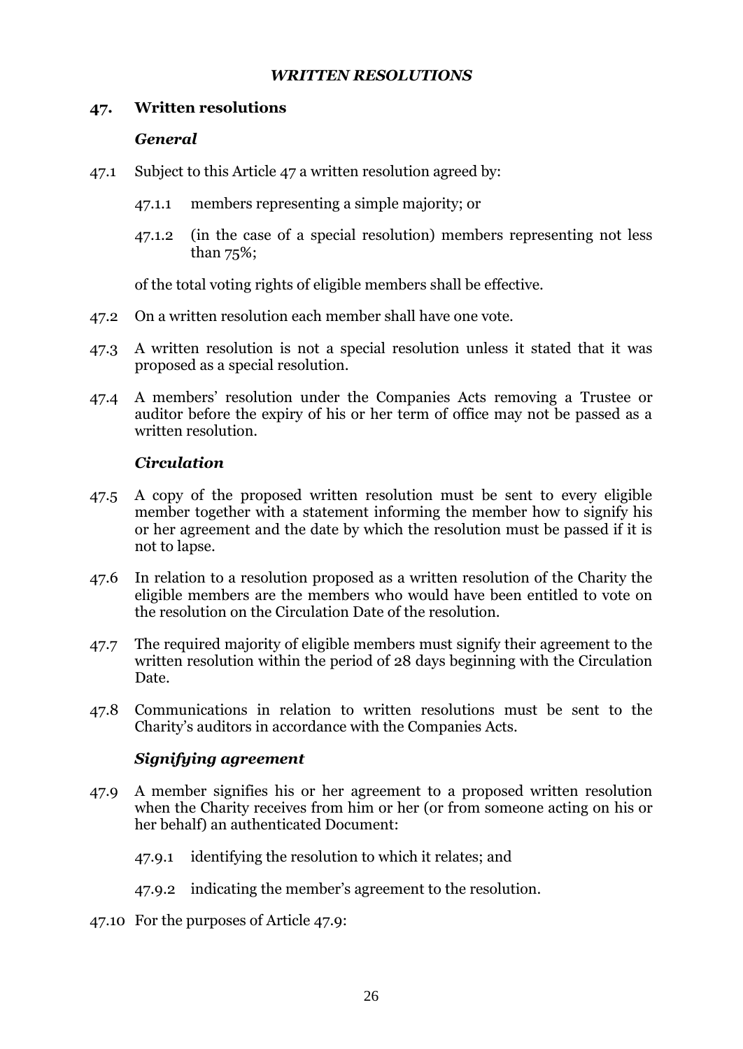***WRITTEN RESOLUTIONS***

## 47. Written resolutions

***General***

47.1 Subject to this Article 47 a written resolution agreed by:

47.1.1 members representing a simple majority; or

47.1.2 (in the case of a special resolution) members representing not less than 75%;

of the total voting rights of eligible members shall be effective.

47.2 On a written resolution each member shall have one vote.

47.3 A written resolution is not a special resolution unless it stated that it was proposed as a special resolution.

47.4 A members' resolution under the Companies Acts removing a Trustee or auditor before the expiry of his or her term of office may not be passed as a written resolution.

***Circulation***

47.5 A copy of the proposed written resolution must be sent to every eligible member together with a statement informing the member how to signify his or her agreement and the date by which the resolution must be passed if it is not to lapse.

47.6 In relation to a resolution proposed as a written resolution of the Charity the eligible members are the members who would have been entitled to vote on the resolution on the Circulation Date of the resolution.

47.7 The required majority of eligible members must signify their agreement to the written resolution within the period of 28 days beginning with the Circulation Date.

47.8 Communications in relation to written resolutions must be sent to the Charity's auditors in accordance with the Companies Acts.

***Signifying agreement***

47.9 A member signifies his or her agreement to a proposed written resolution when the Charity receives from him or her (or from someone acting on his or her behalf) an authenticated Document:

47.9.1 identifying the resolution to which it relates; and

47.9.2 indicating the member's agreement to the resolution.

47.10 For the purposes of Article 47.9: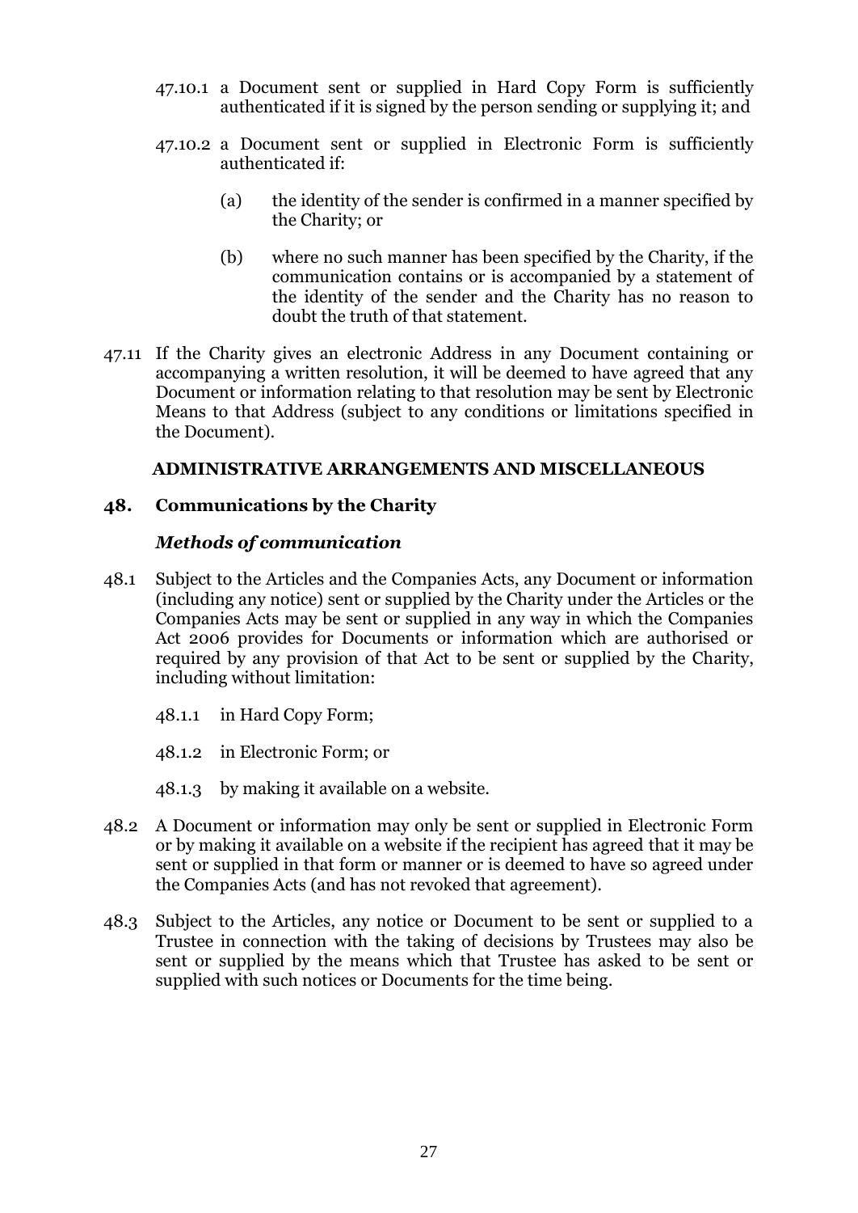47.10.1 a Document sent or supplied in Hard Copy Form is sufficiently authenticated if it is signed by the person sending or supplying it; and

47.10.2 a Document sent or supplied in Electronic Form is sufficiently authenticated if:

(a) the identity of the sender is confirmed in a manner specified by the Charity; or

(b) where no such manner has been specified by the Charity, if the communication contains or is accompanied by a statement of the identity of the sender and the Charity has no reason to doubt the truth of that statement.

47.11 If the Charity gives an electronic Address in any Document containing or accompanying a written resolution, it will be deemed to have agreed that any Document or information relating to that resolution may be sent by Electronic Means to that Address (subject to any conditions or limitations specified in the Document).

## ADMINISTRATIVE ARRANGEMENTS AND MISCELLANEOUS

## 48. Communications by the Charity

### *Methods of communication*

48.1 Subject to the Articles and the Companies Acts, any Document or information (including any notice) sent or supplied by the Charity under the Articles or the Companies Acts may be sent or supplied in any way in which the Companies Act 2006 provides for Documents or information which are authorised or required by any provision of that Act to be sent or supplied by the Charity, including without limitation:

48.1.1 in Hard Copy Form;

48.1.2 in Electronic Form; or

48.1.3 by making it available on a website.

48.2 A Document or information may only be sent or supplied in Electronic Form or by making it available on a website if the recipient has agreed that it may be sent or supplied in that form or manner or is deemed to have so agreed under the Companies Acts (and has not revoked that agreement).

48.3 Subject to the Articles, any notice or Document to be sent or supplied to a Trustee in connection with the taking of decisions by Trustees may also be sent or supplied by the means which that Trustee has asked to be sent or supplied with such notices or Documents for the time being.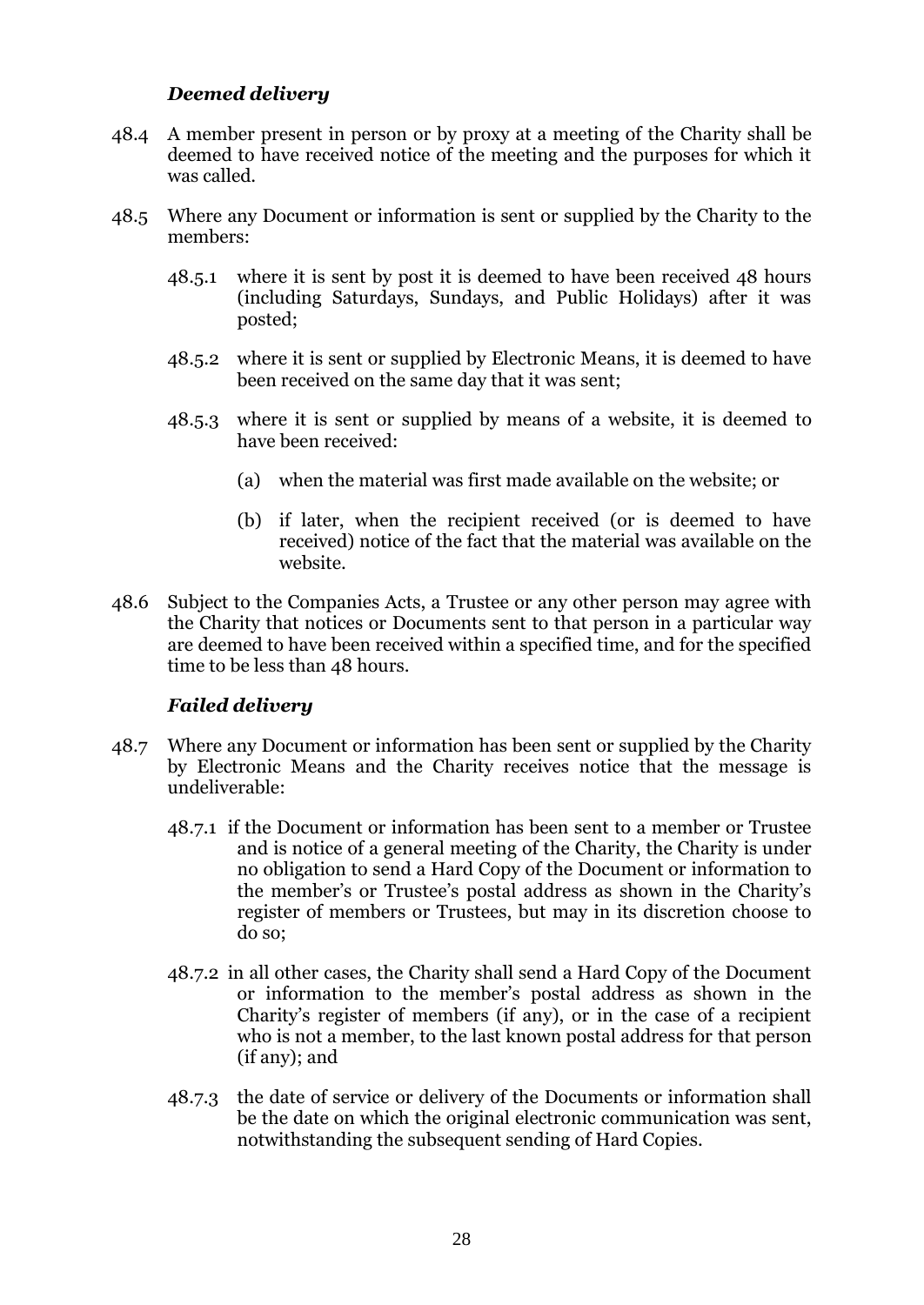### *Deemed delivery*

48.4 A member present in person or by proxy at a meeting of the Charity shall be deemed to have received notice of the meeting and the purposes for which it was called.

48.5 Where any Document or information is sent or supplied by the Charity to the members:

- 48.5.1 where it is sent by post it is deemed to have been received 48 hours (including Saturdays, Sundays, and Public Holidays) after it was posted;

- 48.5.2 where it is sent or supplied by Electronic Means, it is deemed to have been received on the same day that it was sent;

- 48.5.3 where it is sent or supplied by means of a website, it is deemed to have been received:

  - (a) when the material was first made available on the website; or

  - (b) if later, when the recipient received (or is deemed to have received) notice of the fact that the material was available on the website.

48.6 Subject to the Companies Acts, a Trustee or any other person may agree with the Charity that notices or Documents sent to that person in a particular way are deemed to have been received within a specified time, and for the specified time to be less than 48 hours.

### *Failed delivery*

48.7 Where any Document or information has been sent or supplied by the Charity by Electronic Means and the Charity receives notice that the message is undeliverable:

- 48.7.1 if the Document or information has been sent to a member or Trustee and is notice of a general meeting of the Charity, the Charity is under no obligation to send a Hard Copy of the Document or information to the member's or Trustee's postal address as shown in the Charity's register of members or Trustees, but may in its discretion choose to do so;

- 48.7.2 in all other cases, the Charity shall send a Hard Copy of the Document or information to the member's postal address as shown in the Charity's register of members (if any), or in the case of a recipient who is not a member, to the last known postal address for that person (if any); and

- 48.7.3 the date of service or delivery of the Documents or information shall be the date on which the original electronic communication was sent, notwithstanding the subsequent sending of Hard Copies.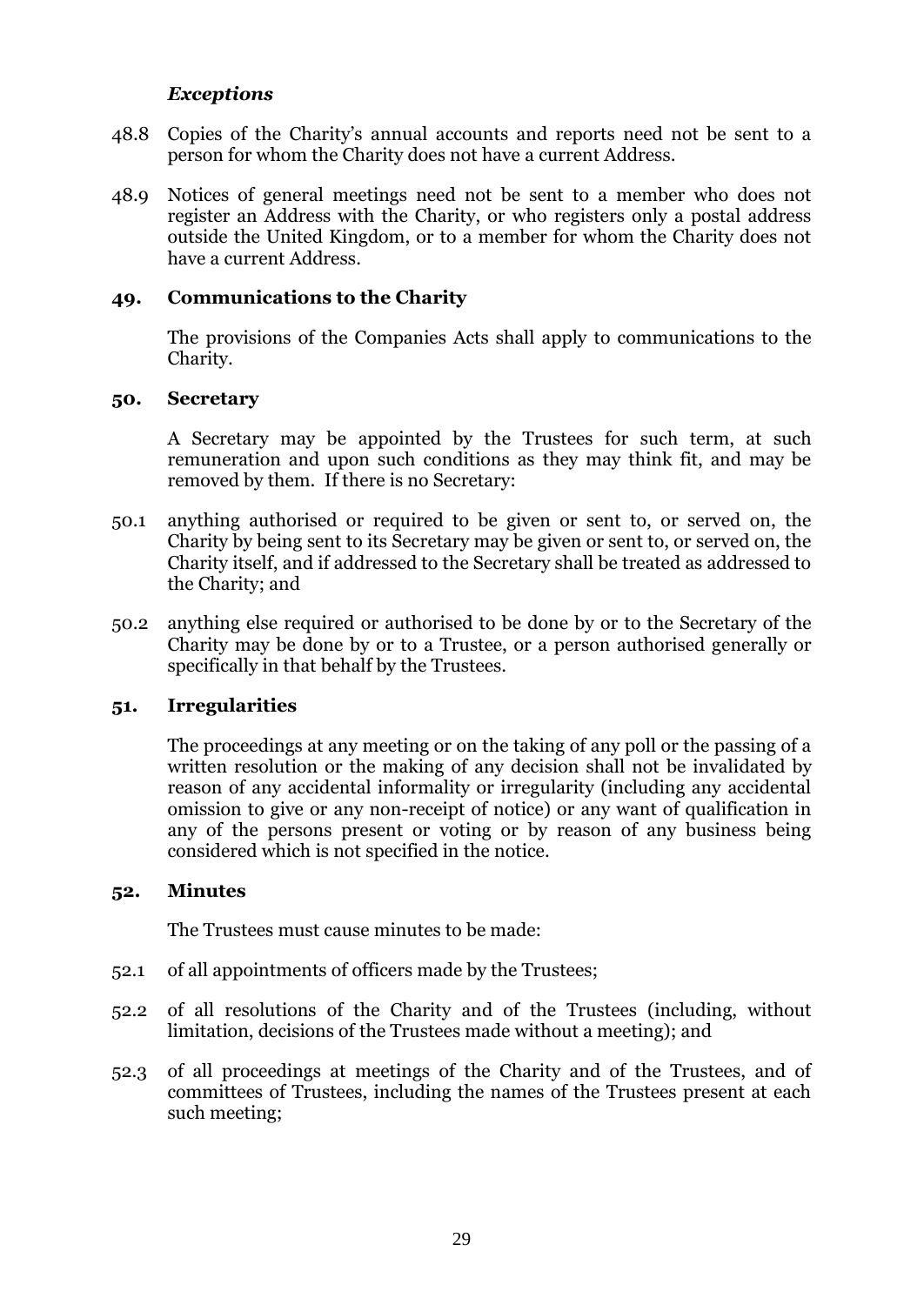### *Exceptions*

48.8 Copies of the Charity's annual accounts and reports need not be sent to a person for whom the Charity does not have a current Address.

48.9 Notices of general meetings need not be sent to a member who does not register an Address with the Charity, or who registers only a postal address outside the United Kingdom, or to a member for whom the Charity does not have a current Address.

## 49. Communications to the Charity

The provisions of the Companies Acts shall apply to communications to the Charity.

## 50. Secretary

A Secretary may be appointed by the Trustees for such term, at such remuneration and upon such conditions as they may think fit, and may be removed by them. If there is no Secretary:

50.1 anything authorised or required to be given or sent to, or served on, the Charity by being sent to its Secretary may be given or sent to, or served on, the Charity itself, and if addressed to the Secretary shall be treated as addressed to the Charity; and

50.2 anything else required or authorised to be done by or to the Secretary of the Charity may be done by or to a Trustee, or a person authorised generally or specifically in that behalf by the Trustees.

## 51. Irregularities

The proceedings at any meeting or on the taking of any poll or the passing of a written resolution or the making of any decision shall not be invalidated by reason of any accidental informality or irregularity (including any accidental omission to give or any non-receipt of notice) or any want of qualification in any of the persons present or voting or by reason of any business being considered which is not specified in the notice.

## 52. Minutes

The Trustees must cause minutes to be made:

52.1 of all appointments of officers made by the Trustees;

52.2 of all resolutions of the Charity and of the Trustees (including, without limitation, decisions of the Trustees made without a meeting); and

52.3 of all proceedings at meetings of the Charity and of the Trustees, and of committees of Trustees, including the names of the Trustees present at each such meeting;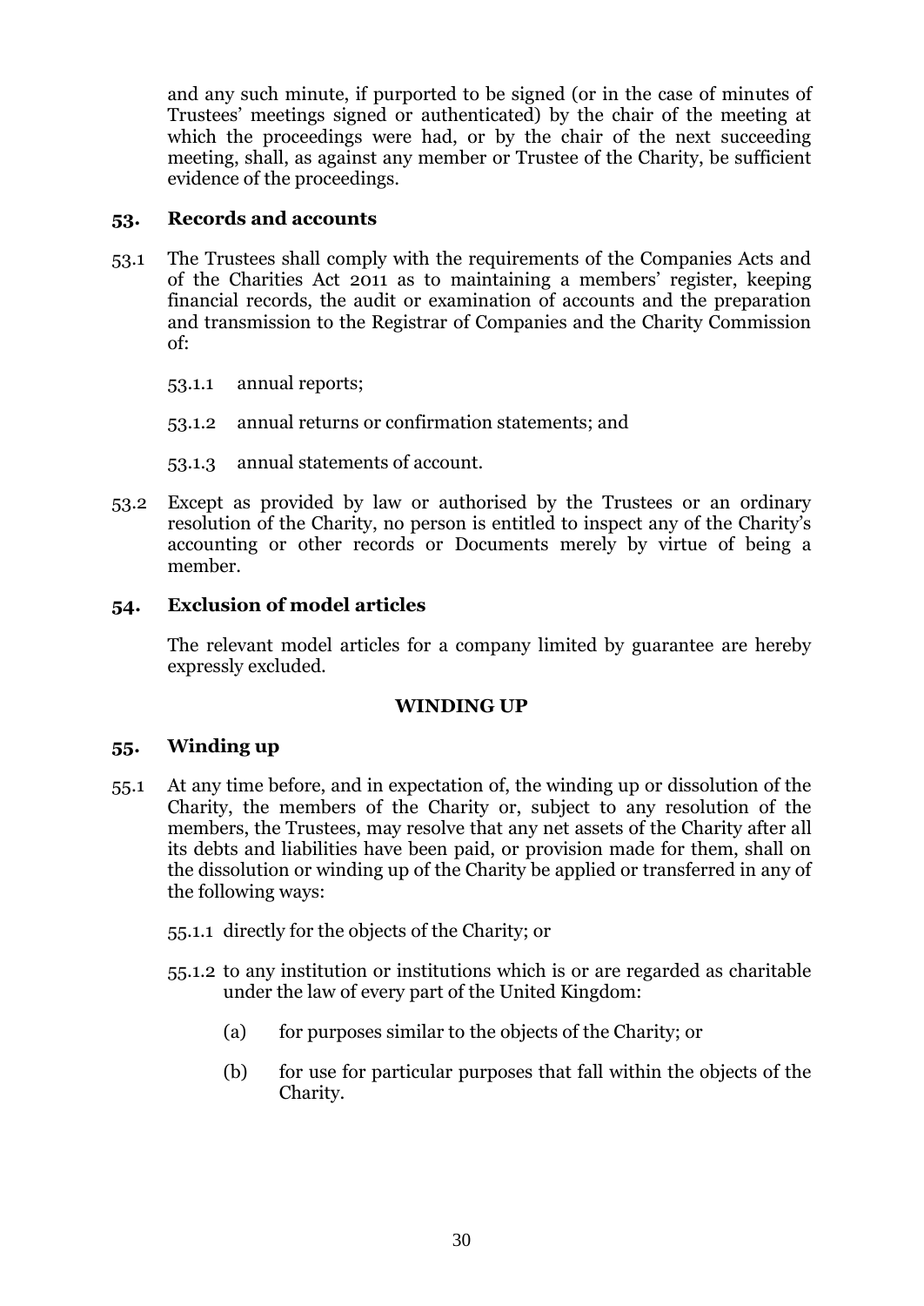and any such minute, if purported to be signed (or in the case of minutes of Trustees' meetings signed or authenticated) by the chair of the meeting at which the proceedings were had, or by the chair of the next succeeding meeting, shall, as against any member or Trustee of the Charity, be sufficient evidence of the proceedings.

### 53. Records and accounts

53.1 The Trustees shall comply with the requirements of the Companies Acts and of the Charities Act 2011 as to maintaining a members' register, keeping financial records, the audit or examination of accounts and the preparation and transmission to the Registrar of Companies and the Charity Commission of:

53.1.1 annual reports;

53.1.2 annual returns or confirmation statements; and

53.1.3 annual statements of account.

53.2 Except as provided by law or authorised by the Trustees or an ordinary resolution of the Charity, no person is entitled to inspect any of the Charity's accounting or other records or Documents merely by virtue of being a member.

### 54. Exclusion of model articles

The relevant model articles for a company limited by guarantee are hereby expressly excluded.

## WINDING UP

### 55. Winding up

55.1 At any time before, and in expectation of, the winding up or dissolution of the Charity, the members of the Charity or, subject to any resolution of the members, the Trustees, may resolve that any net assets of the Charity after all its debts and liabilities have been paid, or provision made for them, shall on the dissolution or winding up of the Charity be applied or transferred in any of the following ways:

55.1.1 directly for the objects of the Charity; or

55.1.2 to any institution or institutions which is or are regarded as charitable under the law of every part of the United Kingdom:

(a) for purposes similar to the objects of the Charity; or

(b) for use for particular purposes that fall within the objects of the Charity.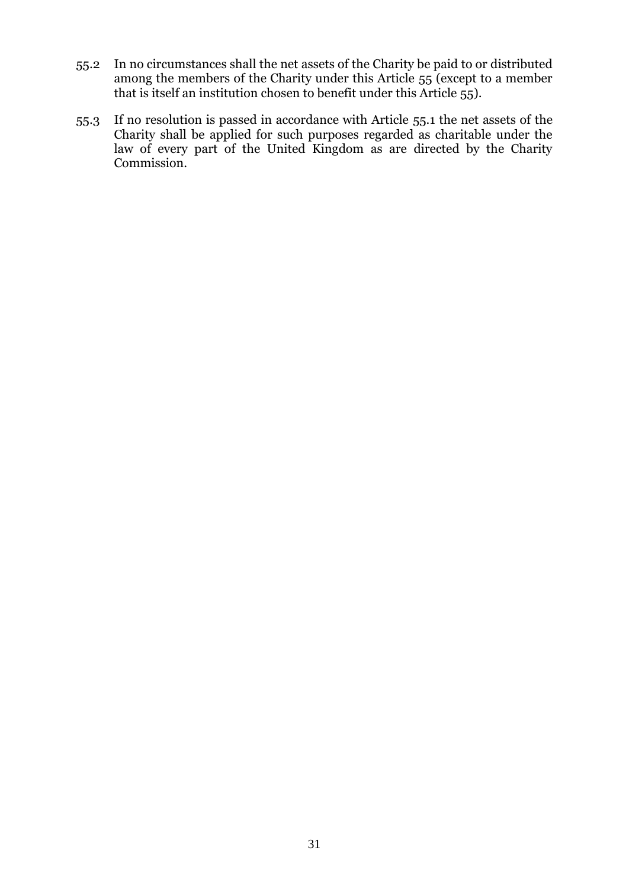55.2 In no circumstances shall the net assets of the Charity be paid to or distributed among the members of the Charity under this Article 55 (except to a member that is itself an institution chosen to benefit under this Article 55).

55.3 If no resolution is passed in accordance with Article 55.1 the net assets of the Charity shall be applied for such purposes regarded as charitable under the law of every part of the United Kingdom as are directed by the Charity Commission.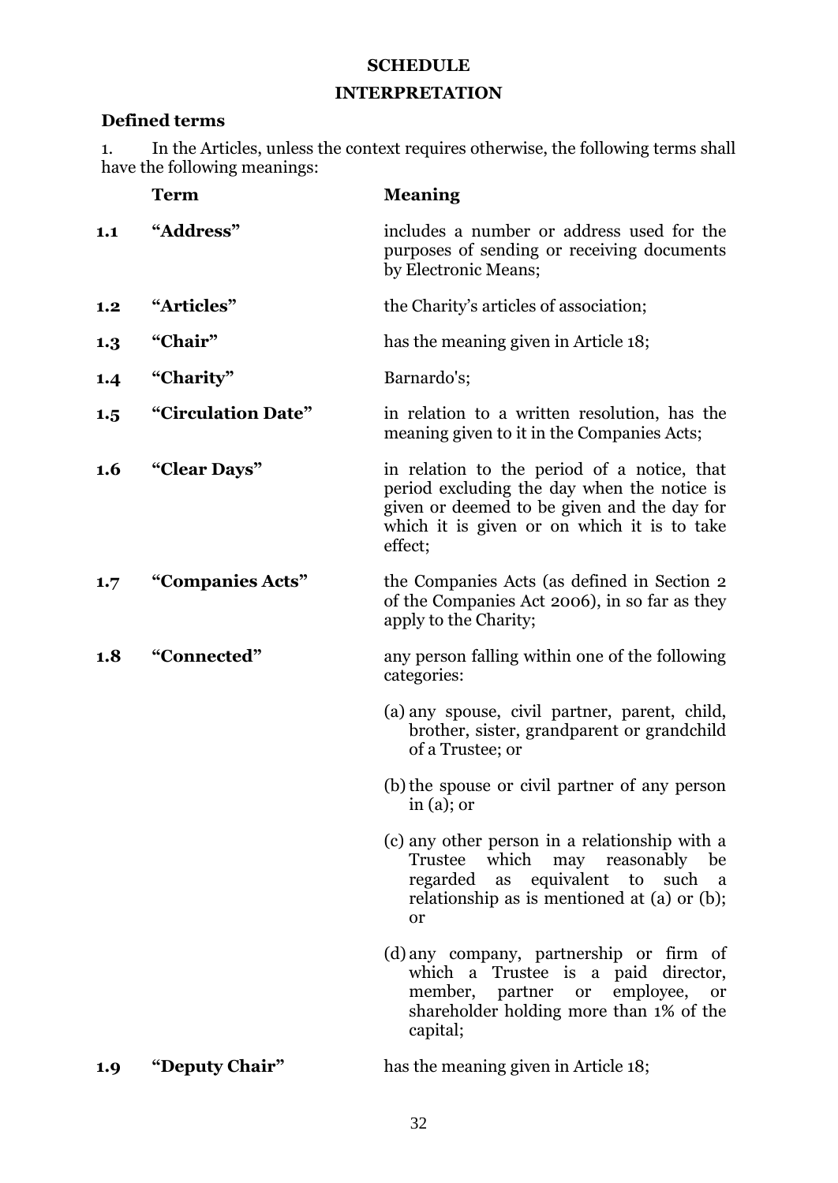# SCHEDULE

## INTERPRETATION

### Defined terms

1. In the Articles, unless the context requires otherwise, the following terms shall have the following meanings:

| | Term | Meaning |
|---|---|---|
| **1.1** | **"Address"** | includes a number or address used for the purposes of sending or receiving documents by Electronic Means; |
| **1.2** | **"Articles"** | the Charity's articles of association; |
| **1.3** | **"Chair"** | has the meaning given in Article 18; |
| **1.4** | **"Charity"** | Barnardo's; |
| **1.5** | **"Circulation Date"** | in relation to a written resolution, has the meaning given to it in the Companies Acts; |
| **1.6** | **"Clear Days"** | in relation to the period of a notice, that period excluding the day when the notice is given or deemed to be given and the day for which it is given or on which it is to take effect; |
| **1.7** | **"Companies Acts"** | the Companies Acts (as defined in Section 2 of the Companies Act 2006), in so far as they apply to the Charity; |
| **1.8** | **"Connected"** | any person falling within one of the following categories:<br>(a) any spouse, civil partner, parent, child, brother, sister, grandparent or grandchild of a Trustee; or<br>(b) the spouse or civil partner of any person in (a); or<br>(c) any other person in a relationship with a Trustee which may reasonably be regarded as equivalent to such a relationship as is mentioned at (a) or (b); or<br>(d) any company, partnership or firm of which a Trustee is a paid director, member, partner or employee, or shareholder holding more than 1% of the capital; |
| **1.9** | **"Deputy Chair"** | has the meaning given in Article 18; |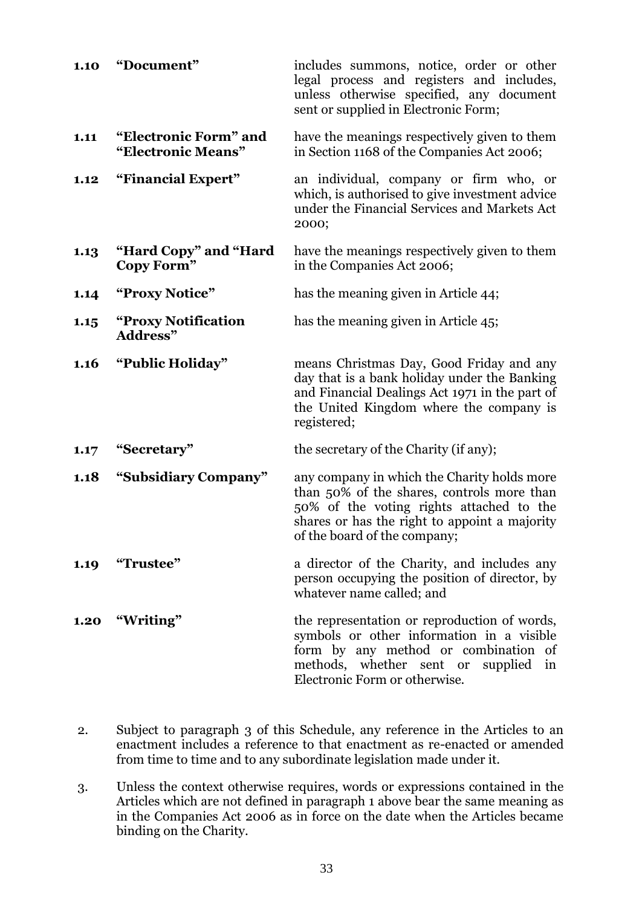| | | |
|---|---|---|
| **1.10** | **"Document"** | includes summons, notice, order or other legal process and registers and includes, unless otherwise specified, any document sent or supplied in Electronic Form; |
| **1.11** | **"Electronic Form" and "Electronic Means"** | have the meanings respectively given to them in Section 1168 of the Companies Act 2006; |
| **1.12** | **"Financial Expert"** | an individual, company or firm who, or which, is authorised to give investment advice under the Financial Services and Markets Act 2000; |
| **1.13** | **"Hard Copy" and "Hard Copy Form"** | have the meanings respectively given to them in the Companies Act 2006; |
| **1.14** | **"Proxy Notice"** | has the meaning given in Article 44; |
| **1.15** | **"Proxy Notification Address"** | has the meaning given in Article 45; |
| **1.16** | **"Public Holiday"** | means Christmas Day, Good Friday and any day that is a bank holiday under the Banking and Financial Dealings Act 1971 in the part of the United Kingdom where the company is registered; |
| **1.17** | **"Secretary"** | the secretary of the Charity (if any); |
| **1.18** | **"Subsidiary Company"** | any company in which the Charity holds more than 50% of the shares, controls more than 50% of the voting rights attached to the shares or has the right to appoint a majority of the board of the company; |
| **1.19** | **"Trustee"** | a director of the Charity, and includes any person occupying the position of director, by whatever name called; and |
| **1.20** | **"Writing"** | the representation or reproduction of words, symbols or other information in a visible form by any method or combination of methods, whether sent or supplied in Electronic Form or otherwise. |

2. Subject to paragraph 3 of this Schedule, any reference in the Articles to an enactment includes a reference to that enactment as re-enacted or amended from time to time and to any subordinate legislation made under it.

3. Unless the context otherwise requires, words or expressions contained in the Articles which are not defined in paragraph 1 above bear the same meaning as in the Companies Act 2006 as in force on the date when the Articles became binding on the Charity.